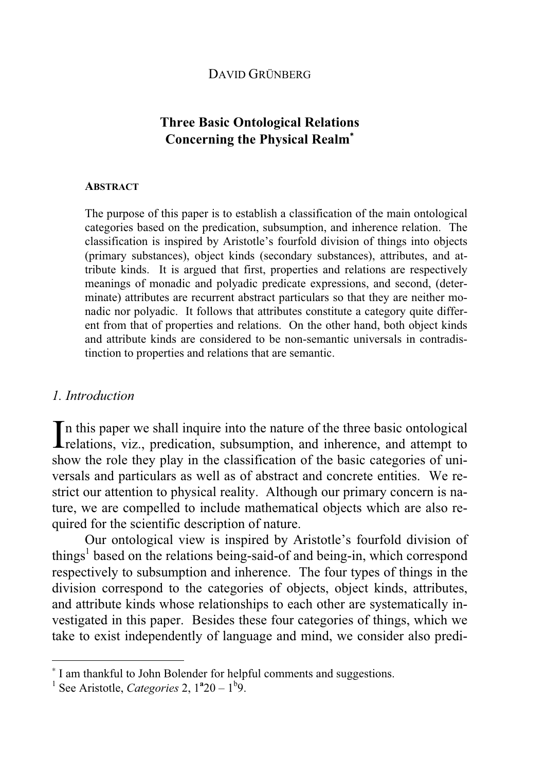DAVID GRÜNBERG

# Three Basic Ontological Relations Concerning the Physical Realm*

**ABSTRACT**

The purpose of this paper is to establish a classification of the main ontological categories based on the predication, subsumption, and inherence relation. The classification is inspired by Aristotle's fourfold division of things into objects (primary substances), object kinds (secondary substances), attributes, and attribute kinds. It is argued that first, properties and relations are respectively meanings of monadic and polyadic predicate expressions, and second, (determinate) attributes are recurrent abstract particulars so that they are neither monadic nor polyadic. It follows that attributes constitute a category quite different from that of properties and relations. On the other hand, both object kinds and attribute kinds are considered to be non-semantic universals in contradistinction to properties and relations that are semantic.

## *1. Introduction*

In this paper we shall inquire into the nature of the three basic ontological relations, viz., predication, subsumption, and inherence, and attempt to show the role they play in the classification of the basic categories of universals and particulars as well as of abstract and concrete entities. We restrict our attention to physical reality. Although our primary concern is nature, we are compelled to include mathematical objects which are also required for the scientific description of nature.

Our ontological view is inspired by Aristotle's fourfold division of things[1] based on the relations being-said-of and being-in, which correspond respectively to subsumption and inherence. The four types of things in the division correspond to the categories of objects, object kinds, attributes, and attribute kinds whose relationships to each other are systematically investigated in this paper. Besides these four categories of things, which we take to exist independently of language and mind, we consider also predi-

---

* I am thankful to John Bolender for helpful comments and suggestions.

[1] See Aristotle, *Categories* 2, $1^{a}20 - 1^{b}9$.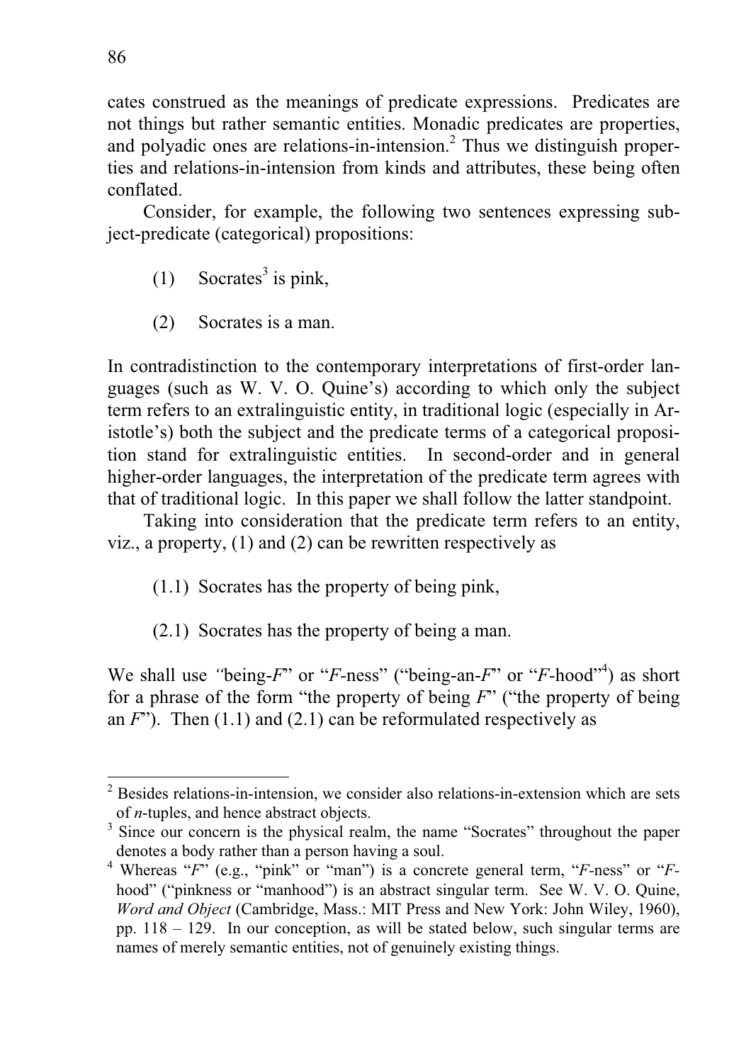cates construed as the meanings of predicate expressions. Predicates are not things but rather semantic entities. Monadic predicates are properties, and polyadic ones are relations-in-intension.[2] Thus we distinguish properties and relations-in-intension from kinds and attributes, these being often conflated.

Consider, for example, the following two sentences expressing subject-predicate (categorical) propositions:

(1) Socrates[3] is pink,

(2) Socrates is a man.

In contradistinction to the contemporary interpretations of first-order languages (such as W. V. O. Quine's) according to which only the subject term refers to an extralinguistic entity, in traditional logic (especially in Aristotle's) both the subject and the predicate terms of a categorical proposition stand for extralinguistic entities. In second-order and in general higher-order languages, the interpretation of the predicate term agrees with that of traditional logic. In this paper we shall follow the latter standpoint.

Taking into consideration that the predicate term refers to an entity, viz., a property, (1) and (2) can be rewritten respectively as

(1.1) Socrates has the property of being pink,

(2.1) Socrates has the property of being a man.

We shall use "being-*F*" or "*F*-ness" ("being-an-*F*" or "*F*-hood"[4]) as short for a phrase of the form "the property of being *F*" ("the property of being an *F*"). Then (1.1) and (2.1) can be reformulated respectively as

---

[2] Besides relations-in-intension, we consider also relations-in-extension which are sets of *n*-tuples, and hence abstract objects.

[3] Since our concern is the physical realm, the name "Socrates" throughout the paper denotes a body rather than a person having a soul.

[4] Whereas "*F*" (e.g., "pink" or "man") is a concrete general term, "*F*-ness" or "*F*-hood" ("pinkness or "manhood") is an abstract singular term. See W. V. O. Quine, *Word and Object* (Cambridge, Mass.: MIT Press and New York: John Wiley, 1960), pp. 118 – 129. In our conception, as will be stated below, such singular terms are names of merely semantic entities, not of genuinely existing things.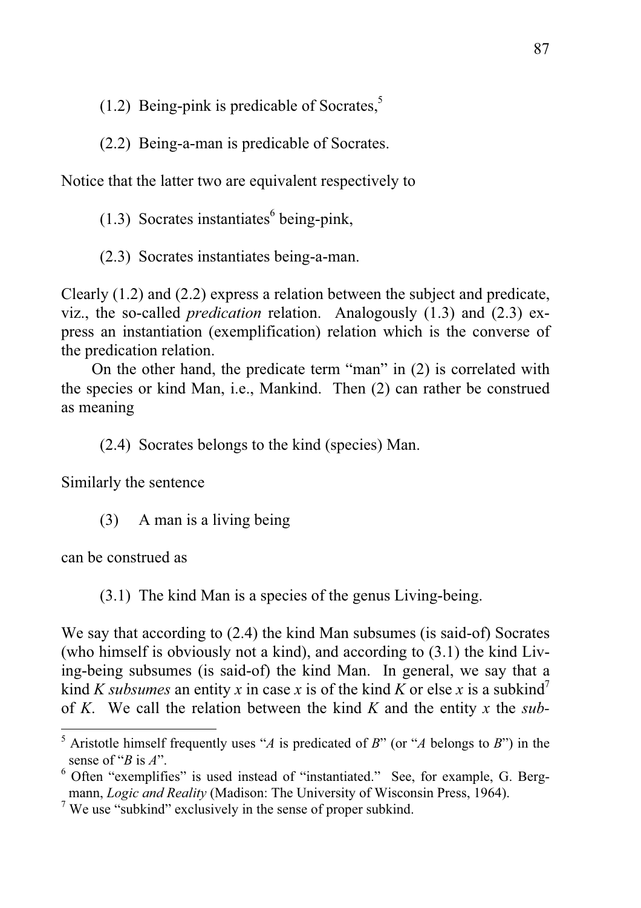(1.2) Being-pink is predicable of Socrates,[5]

(2.2) Being-a-man is predicable of Socrates.

Notice that the latter two are equivalent respectively to

(1.3) Socrates instantiates[6] being-pink,

(2.3) Socrates instantiates being-a-man.

Clearly (1.2) and (2.2) express a relation between the subject and predicate, viz., the so-called *predication* relation. Analogously (1.3) and (2.3) express an instantiation (exemplification) relation which is the converse of the predication relation.

On the other hand, the predicate term "man" in (2) is correlated with the species or kind Man, i.e., Mankind. Then (2) can rather be construed as meaning

(2.4) Socrates belongs to the kind (species) Man.

Similarly the sentence

(3) A man is a living being

can be construed as

(3.1) The kind Man is a species of the genus Living-being.

We say that according to (2.4) the kind Man subsumes (is said-of) Socrates (who himself is obviously not a kind), and according to (3.1) the kind Living-being subsumes (is said-of) the kind Man. In general, we say that a kind $K$ *subsumes* an entity $x$ in case $x$ is of the kind $K$ or else $x$ is a subkind[7] of $K$. We call the relation between the kind $K$ and the entity $x$ the *sub-*

---

[5] Aristotle himself frequently uses "*A* is predicated of *B*" (or "*A* belongs to *B*") in the sense of "*B* is *A*".

[6] Often "exemplifies" is used instead of "instantiated." See, for example, G. Bergmann, *Logic and Reality* (Madison: The University of Wisconsin Press, 1964).

[7] We use "subkind" exclusively in the sense of proper subkind.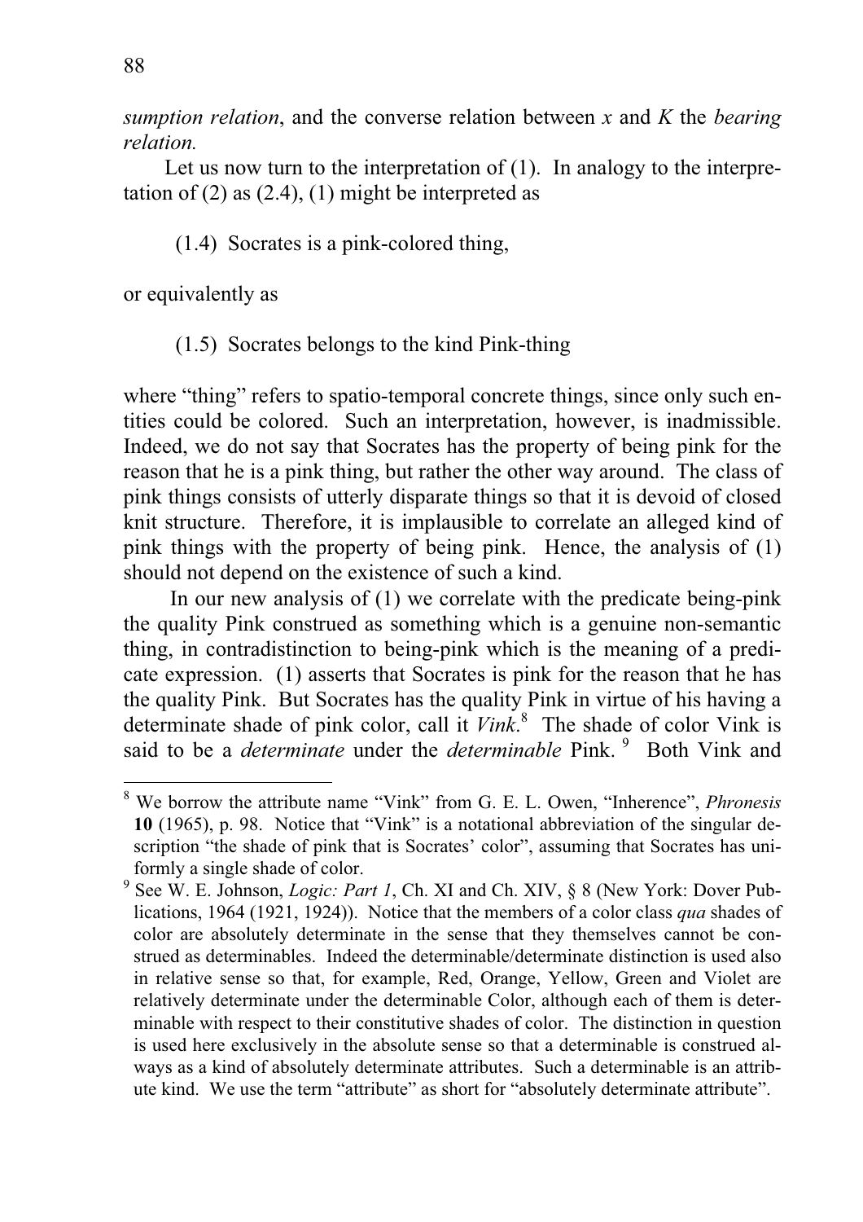*sumption relation*, and the converse relation between $x$ and $K$ the *bearing relation.*

Let us now turn to the interpretation of (1). In analogy to the interpretation of (2) as (2.4), (1) might be interpreted as

> (1.4) Socrates is a pink-colored thing,

or equivalently as

> (1.5) Socrates belongs to the kind Pink-thing

where "thing" refers to spatio-temporal concrete things, since only such entities could be colored. Such an interpretation, however, is inadmissible. Indeed, we do not say that Socrates has the property of being pink for the reason that he is a pink thing, but rather the other way around. The class of pink things consists of utterly disparate things so that it is devoid of closed knit structure. Therefore, it is implausible to correlate an alleged kind of pink things with the property of being pink. Hence, the analysis of (1) should not depend on the existence of such a kind.

In our new analysis of (1) we correlate with the predicate being-pink the quality Pink construed as something which is a genuine non-semantic thing, in contradistinction to being-pink which is the meaning of a predicate expression. (1) asserts that Socrates is pink for the reason that he has the quality Pink. But Socrates has the quality Pink in virtue of his having a determinate shade of pink color, call it *Vink*.[8] The shade of color Vink is said to be a *determinate* under the *determinable* Pink.[9] Both Vink and

---

[8] We borrow the attribute name "Vink" from G. E. L. Owen, "Inherence", *Phronesis* **10** (1965), p. 98. Notice that "Vink" is a notational abbreviation of the singular description "the shade of pink that is Socrates' color", assuming that Socrates has uniformly a single shade of color.

[9] See W. E. Johnson, *Logic: Part 1*, Ch. XI and Ch. XIV, § 8 (New York: Dover Publications, 1964 (1921, 1924)). Notice that the members of a color class *qua* shades of color are absolutely determinate in the sense that they themselves cannot be construed as determinables. Indeed the determinable/determinate distinction is used also in relative sense so that, for example, Red, Orange, Yellow, Green and Violet are relatively determinate under the determinable Color, although each of them is determinable with respect to their constitutive shades of color. The distinction in question is used here exclusively in the absolute sense so that a determinable is construed always as a kind of absolutely determinate attributes. Such a determinable is an attribute kind. We use the term "attribute" as short for "absolutely determinate attribute".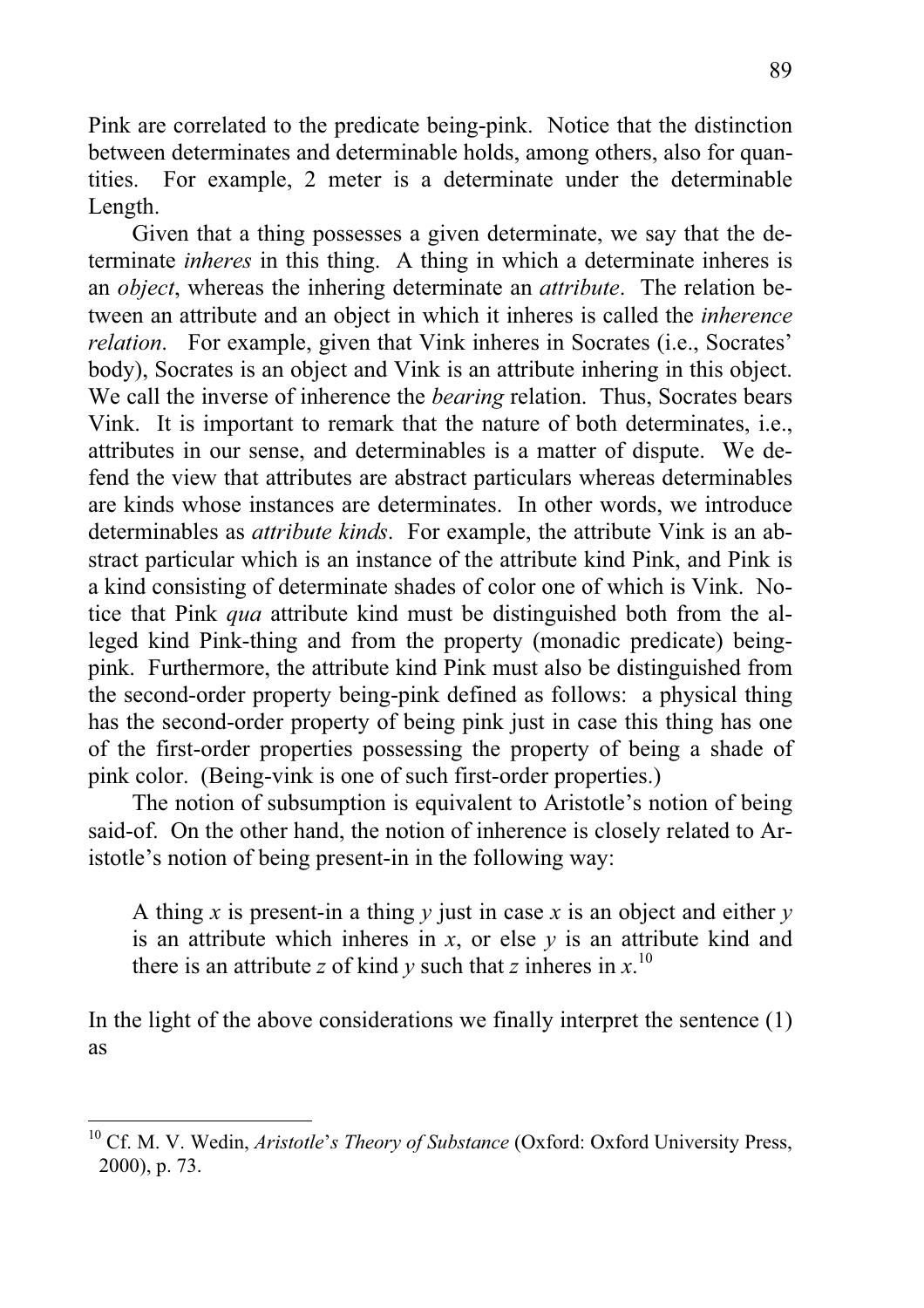Pink are correlated to the predicate being-pink. Notice that the distinction between determinates and determinable holds, among others, also for quantities. For example, 2 meter is a determinate under the determinable Length.

Given that a thing possesses a given determinate, we say that the determinate *inheres* in this thing. A thing in which a determinate inheres is an *object*, whereas the inhering determinate an *attribute*. The relation between an attribute and an object in which it inheres is called the *inherence relation*. For example, given that Vink inheres in Socrates (i.e., Socrates' body), Socrates is an object and Vink is an attribute inhering in this object. We call the inverse of inherence the *bearing* relation. Thus, Socrates bears Vink. It is important to remark that the nature of both determinates, i.e., attributes in our sense, and determinables is a matter of dispute. We defend the view that attributes are abstract particulars whereas determinables are kinds whose instances are determinates. In other words, we introduce determinables as *attribute kinds*. For example, the attribute Vink is an abstract particular which is an instance of the attribute kind Pink, and Pink is a kind consisting of determinate shades of color one of which is Vink. Notice that Pink *qua* attribute kind must be distinguished both from the alleged kind Pink-thing and from the property (monadic predicate) being-pink. Furthermore, the attribute kind Pink must also be distinguished from the second-order property being-pink defined as follows: a physical thing has the second-order property of being pink just in case this thing has one of the first-order properties possessing the property of being a shade of pink color. (Being-vink is one of such first-order properties.)

The notion of subsumption is equivalent to Aristotle's notion of being said-of. On the other hand, the notion of inherence is closely related to Aristotle's notion of being present-in in the following way:

> A thing $x$ is present-in a thing $y$ just in case $x$ is an object and either $y$ is an attribute which inheres in $x$, or else $y$ is an attribute kind and there is an attribute $z$ of kind $y$ such that $z$ inheres in $x$.[10]

In the light of the above considerations we finally interpret the sentence (1) as

---

[10] Cf. M. V. Wedin, *Aristotle's Theory of Substance* (Oxford: Oxford University Press, 2000), p. 73.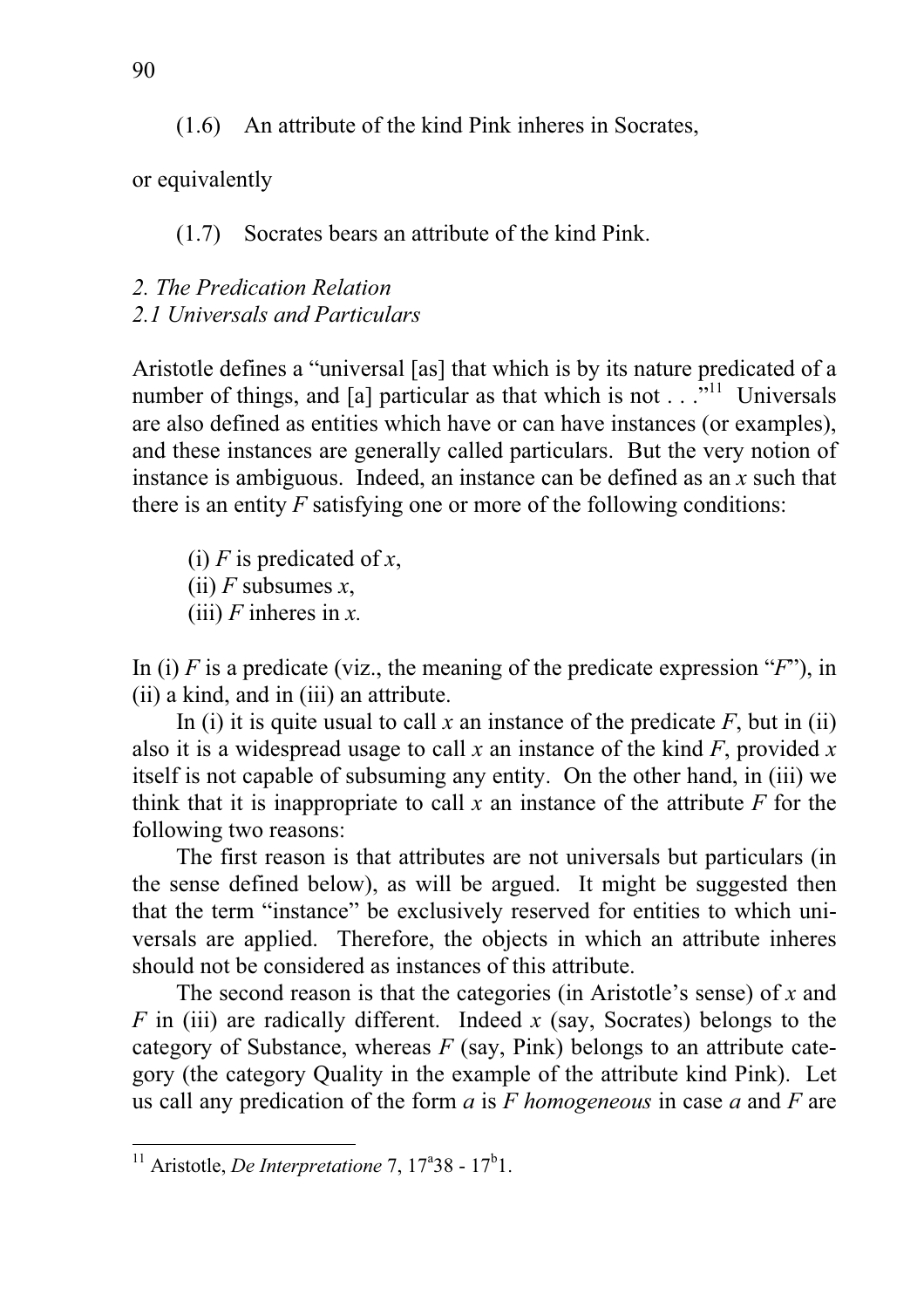(1.6) An attribute of the kind Pink inheres in Socrates,

or equivalently

(1.7) Socrates bears an attribute of the kind Pink.

## *2. The Predication Relation*

### *2.1 Universals and Particulars*

Aristotle defines a "universal [as] that which is by its nature predicated of a number of things, and [a] particular as that which is not . . ."[11] Universals are also defined as entities which have or can have instances (or examples), and these instances are generally called particulars. But the very notion of instance is ambiguous. Indeed, an instance can be defined as an $x$ such that there is an entity $F$ satisfying one or more of the following conditions:

(i) $F$ is predicated of $x$,
(ii) $F$ subsumes $x$,
(iii) $F$ inheres in $x$.

In (i) $F$ is a predicate (viz., the meaning of the predicate expression "$F$"), in (ii) a kind, and in (iii) an attribute.

In (i) it is quite usual to call $x$ an instance of the predicate $F$, but in (ii) also it is a widespread usage to call $x$ an instance of the kind $F$, provided $x$ itself is not capable of subsuming any entity. On the other hand, in (iii) we think that it is inappropriate to call $x$ an instance of the attribute $F$ for the following two reasons:

The first reason is that attributes are not universals but particulars (in the sense defined below), as will be argued. It might be suggested then that the term "instance" be exclusively reserved for entities to which universals are applied. Therefore, the objects in which an attribute inheres should not be considered as instances of this attribute.

The second reason is that the categories (in Aristotle's sense) of $x$ and $F$ in (iii) are radically different. Indeed $x$ (say, Socrates) belongs to the category of Substance, whereas $F$ (say, Pink) belongs to an attribute category (the category Quality in the example of the attribute kind Pink). Let us call any predication of the form *a* is *F* *homogeneous* in case *a* and *F* are

---

[11] Aristotle, *De Interpretatione* 7, 17a38 - 17b1.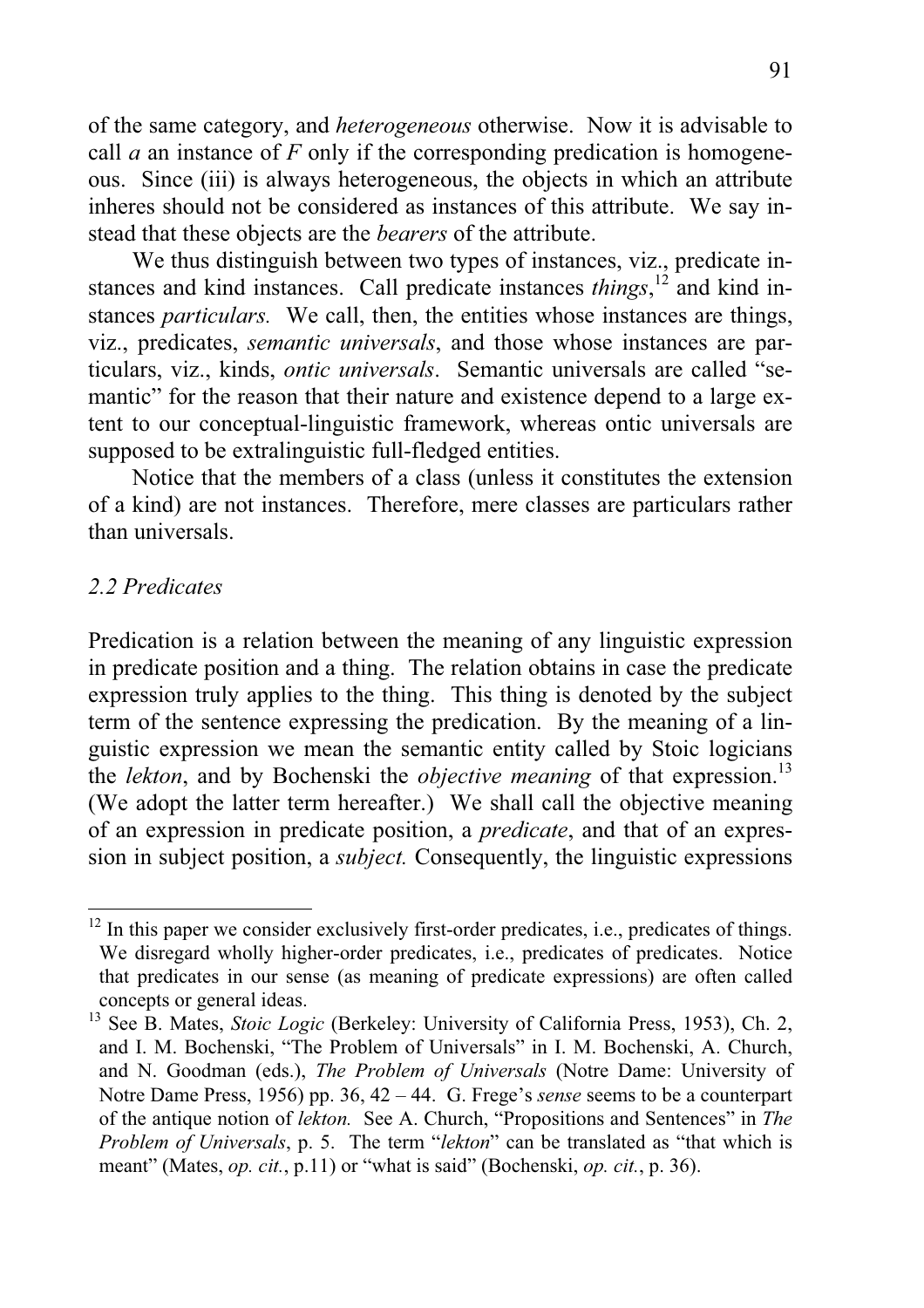of the same category, and *heterogeneous* otherwise. Now it is advisable to call *a* an instance of *F* only if the corresponding predication is homogeneous. Since (iii) is always heterogeneous, the objects in which an attribute inheres should not be considered as instances of this attribute. We say instead that these objects are the *bearers* of the attribute.

We thus distinguish between two types of instances, viz., predicate instances and kind instances. Call predicate instances *things*,[12] and kind instances *particulars.* We call, then, the entities whose instances are things, viz., predicates, *semantic universals*, and those whose instances are particulars, viz., kinds, *ontic universals*. Semantic universals are called "semantic" for the reason that their nature and existence depend to a large extent to our conceptual-linguistic framework, whereas ontic universals are supposed to be extralinguistic full-fledged entities.

Notice that the members of a class (unless it constitutes the extension of a kind) are not instances. Therefore, mere classes are particulars rather than universals.

### *2.2 Predicates*

Predication is a relation between the meaning of any linguistic expression in predicate position and a thing. The relation obtains in case the predicate expression truly applies to the thing. This thing is denoted by the subject term of the sentence expressing the predication. By the meaning of a linguistic expression we mean the semantic entity called by Stoic logicians the *lekton*, and by Bochenski the *objective meaning* of that expression.[13] (We adopt the latter term hereafter.) We shall call the objective meaning of an expression in predicate position, a *predicate*, and that of an expression in subject position, a *subject.* Consequently, the linguistic expressions

---

[12] In this paper we consider exclusively first-order predicates, i.e., predicates of things. We disregard wholly higher-order predicates, i.e., predicates of predicates. Notice that predicates in our sense (as meaning of predicate expressions) are often called concepts or general ideas.

[13] See B. Mates, *Stoic Logic* (Berkeley: University of California Press, 1953), Ch. 2, and I. M. Bochenski, "The Problem of Universals" in I. M. Bochenski, A. Church, and N. Goodman (eds.), *The Problem of Universals* (Notre Dame: University of Notre Dame Press, 1956) pp. 36, 42 – 44. G. Frege's *sense* seems to be a counterpart of the antique notion of *lekton.* See A. Church, "Propositions and Sentences" in *The Problem of Universals*, p. 5. The term "*lekton*" can be translated as "that which is meant" (Mates, *op. cit.*, p.11) or "what is said" (Bochenski, *op. cit.*, p. 36).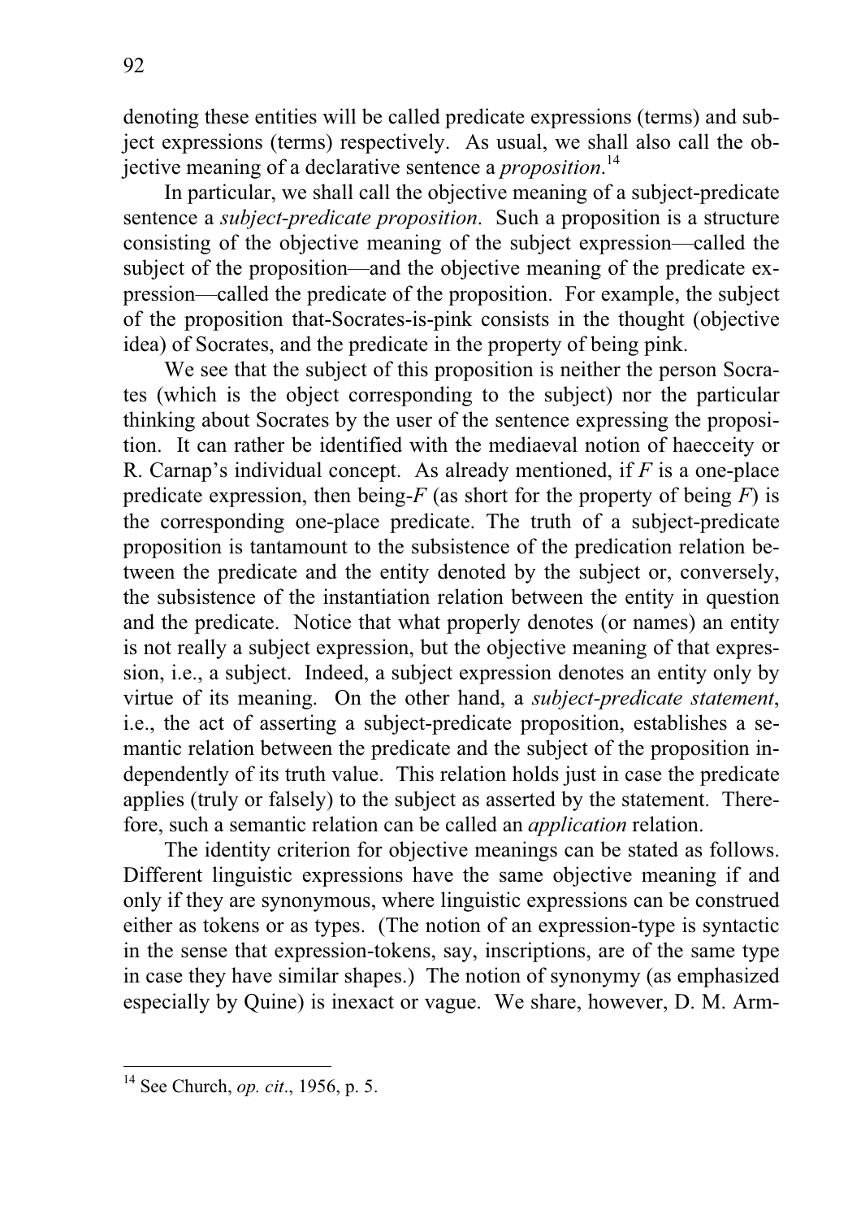denoting these entities will be called predicate expressions (terms) and subject expressions (terms) respectively. As usual, we shall also call the objective meaning of a declarative sentence a *proposition*.[14]

In particular, we shall call the objective meaning of a subject-predicate sentence a *subject-predicate proposition*. Such a proposition is a structure consisting of the objective meaning of the subject expression—called the subject of the proposition—and the objective meaning of the predicate expression—called the predicate of the proposition. For example, the subject of the proposition that-Socrates-is-pink consists in the thought (objective idea) of Socrates, and the predicate in the property of being pink.

We see that the subject of this proposition is neither the person Socrates (which is the object corresponding to the subject) nor the particular thinking about Socrates by the user of the sentence expressing the proposition. It can rather be identified with the mediaeval notion of haecceity or R. Carnap's individual concept. As already mentioned, if $F$ is a one-place predicate expression, then being-$F$ (as short for the property of being $F$) is the corresponding one-place predicate. The truth of a subject-predicate proposition is tantamount to the subsistence of the predication relation between the predicate and the entity denoted by the subject or, conversely, the subsistence of the instantiation relation between the entity in question and the predicate. Notice that what properly denotes (or names) an entity is not really a subject expression, but the objective meaning of that expression, i.e., a subject. Indeed, a subject expression denotes an entity only by virtue of its meaning. On the other hand, a *subject-predicate statement*, i.e., the act of asserting a subject-predicate proposition, establishes a semantic relation between the predicate and the subject of the proposition independently of its truth value. This relation holds just in case the predicate applies (truly or falsely) to the subject as asserted by the statement. Therefore, such a semantic relation can be called an *application* relation.

The identity criterion for objective meanings can be stated as follows. Different linguistic expressions have the same objective meaning if and only if they are synonymous, where linguistic expressions can be construed either as tokens or as types. (The notion of an expression-type is syntactic in the sense that expression-tokens, say, inscriptions, are of the same type in case they have similar shapes.) The notion of synonymy (as emphasized especially by Quine) is inexact or vague. We share, however, D. M. Arm-

---

[14] See Church, *op. cit*., 1956, p. 5.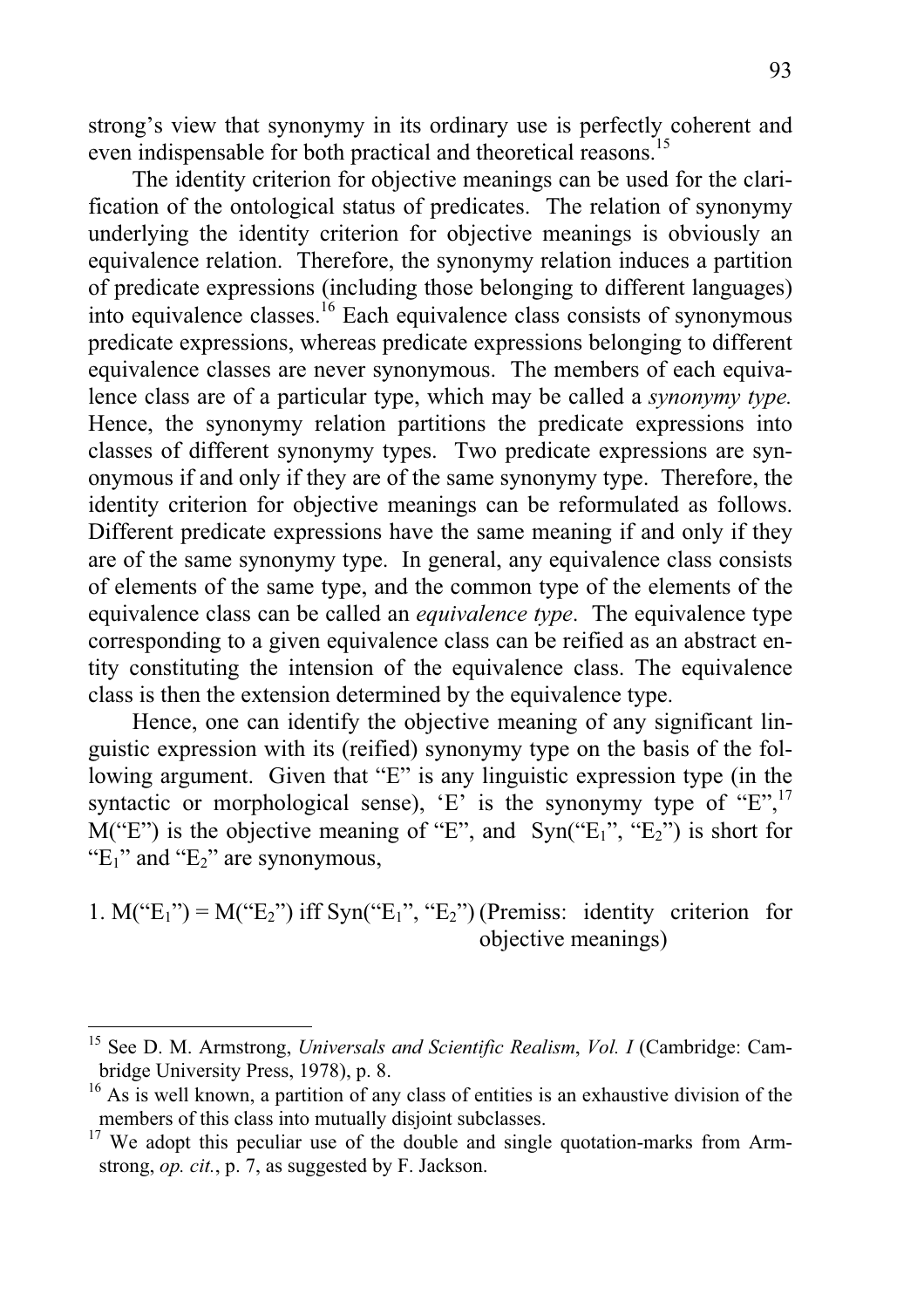strong's view that synonymy in its ordinary use is perfectly coherent and even indispensable for both practical and theoretical reasons.[15]

The identity criterion for objective meanings can be used for the clarification of the ontological status of predicates. The relation of synonymy underlying the identity criterion for objective meanings is obviously an equivalence relation. Therefore, the synonymy relation induces a partition of predicate expressions (including those belonging to different languages) into equivalence classes.[16] Each equivalence class consists of synonymous predicate expressions, whereas predicate expressions belonging to different equivalence classes are never synonymous. The members of each equivalence class are of a particular type, which may be called a *synonymy type.* Hence, the synonymy relation partitions the predicate expressions into classes of different synonymy types. Two predicate expressions are synonymous if and only if they are of the same synonymy type. Therefore, the identity criterion for objective meanings can be reformulated as follows. Different predicate expressions have the same meaning if and only if they are of the same synonymy type. In general, any equivalence class consists of elements of the same type, and the common type of the elements of the equivalence class can be called an *equivalence type*. The equivalence type corresponding to a given equivalence class can be reified as an abstract entity constituting the intension of the equivalence class. The equivalence class is then the extension determined by the equivalence type.

Hence, one can identify the objective meaning of any significant linguistic expression with its (reified) synonymy type on the basis of the following argument. Given that "E" is any linguistic expression type (in the syntactic or morphological sense), 'E' is the synonymy type of "E",[17] M("E") is the objective meaning of "E", and Syn("$E_1$", "$E_2$") is short for "$E_1$" and "$E_2$" are synonymous,

1. M("$E_1$") = M("$E_2$") iff Syn("$E_1$", "$E_2$") (Premiss: identity criterion for objective meanings)

---

[15] See D. M. Armstrong, *Universals and Scientific Realism*, *Vol. I* (Cambridge: Cambridge University Press, 1978), p. 8.

[16] As is well known, a partition of any class of entities is an exhaustive division of the members of this class into mutually disjoint subclasses.

[17] We adopt this peculiar use of the double and single quotation-marks from Armstrong, *op. cit.*, p. 7, as suggested by F. Jackson.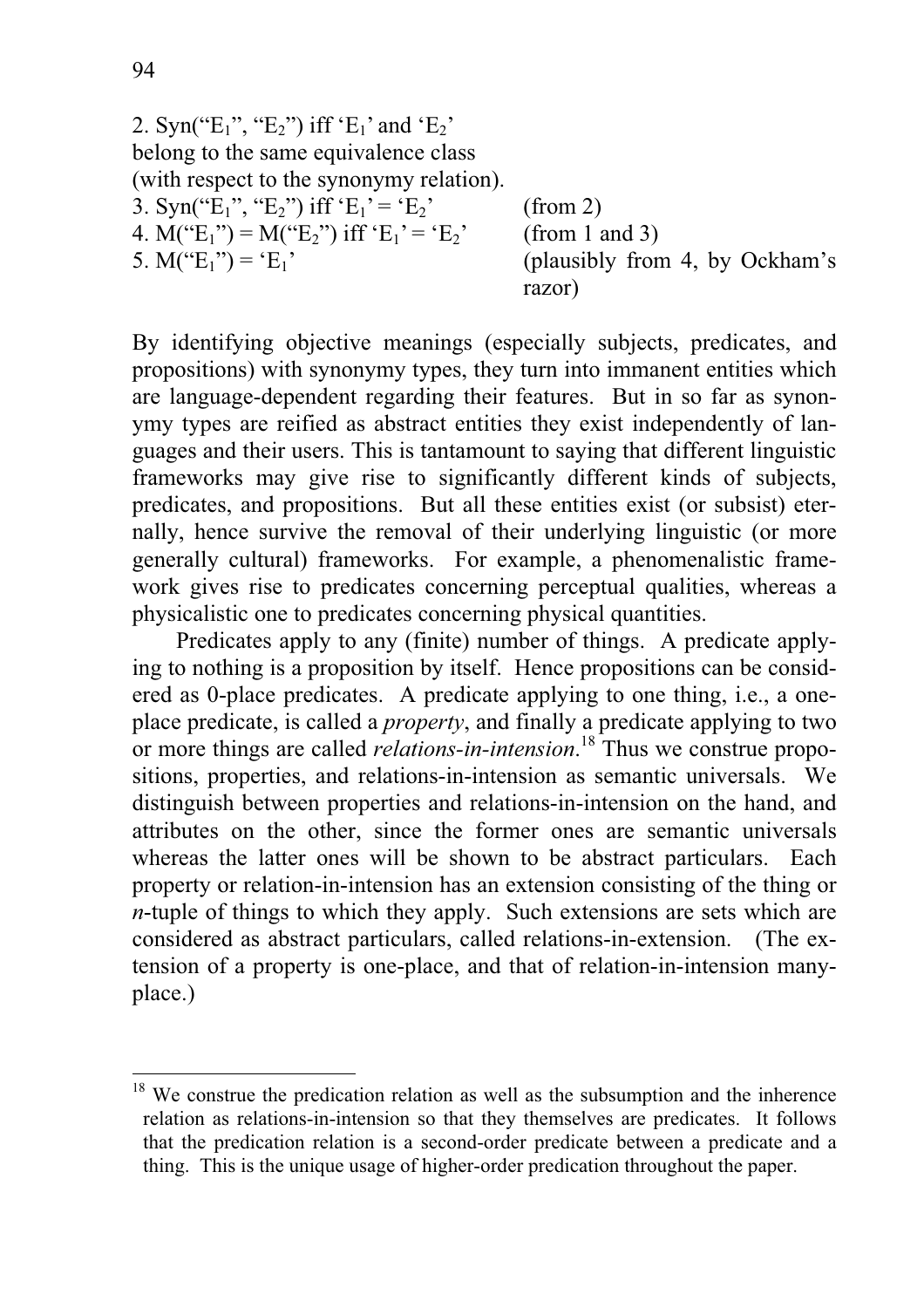2. Syn(“$E_1$”, “$E_2$”) iff ‘$E_1$’ and ‘$E_2$’ belong to the same equivalence class (with respect to the synonymy relation).
3. Syn(“$E_1$”, “$E_2$”) iff ‘$E_1$’ = ‘$E_2$’ (from 2)
4. M(“$E_1$”) = M(“$E_2$”) iff ‘$E_1$’ = ‘$E_2$’ (from 1 and 3)
5. M(“$E_1$”) = ‘$E_1$’ (plausibly from 4, by Ockham’s razor)

By identifying objective meanings (especially subjects, predicates, and propositions) with synonymy types, they turn into immanent entities which are language-dependent regarding their features. But in so far as synonymy types are reified as abstract entities they exist independently of languages and their users. This is tantamount to saying that different linguistic frameworks may give rise to significantly different kinds of subjects, predicates, and propositions. But all these entities exist (or subsist) eternally, hence survive the removal of their underlying linguistic (or more generally cultural) frameworks. For example, a phenomenalistic framework gives rise to predicates concerning perceptual qualities, whereas a physicalistic one to predicates concerning physical quantities.

Predicates apply to any (finite) number of things. A predicate applying to nothing is a proposition by itself. Hence propositions can be considered as 0-place predicates. A predicate applying to one thing, i.e., a one-place predicate, is called a *property*, and finally a predicate applying to two or more things are called *relations-in-intension*.[18] Thus we construe propositions, properties, and relations-in-intension as semantic universals. We distinguish between properties and relations-in-intension on the hand, and attributes on the other, since the former ones are semantic universals whereas the latter ones will be shown to be abstract particulars. Each property or relation-in-intension has an extension consisting of the thing or *n*-tuple of things to which they apply. Such extensions are sets which are considered as abstract particulars, called relations-in-extension. (The extension of a property is one-place, and that of relation-in-intension many-place.)

[18] We construe the predication relation as well as the subsumption and the inherence relation as relations-in-intension so that they themselves are predicates. It follows that the predication relation is a second-order predicate between a predicate and a thing. This is the unique usage of higher-order predication throughout the paper.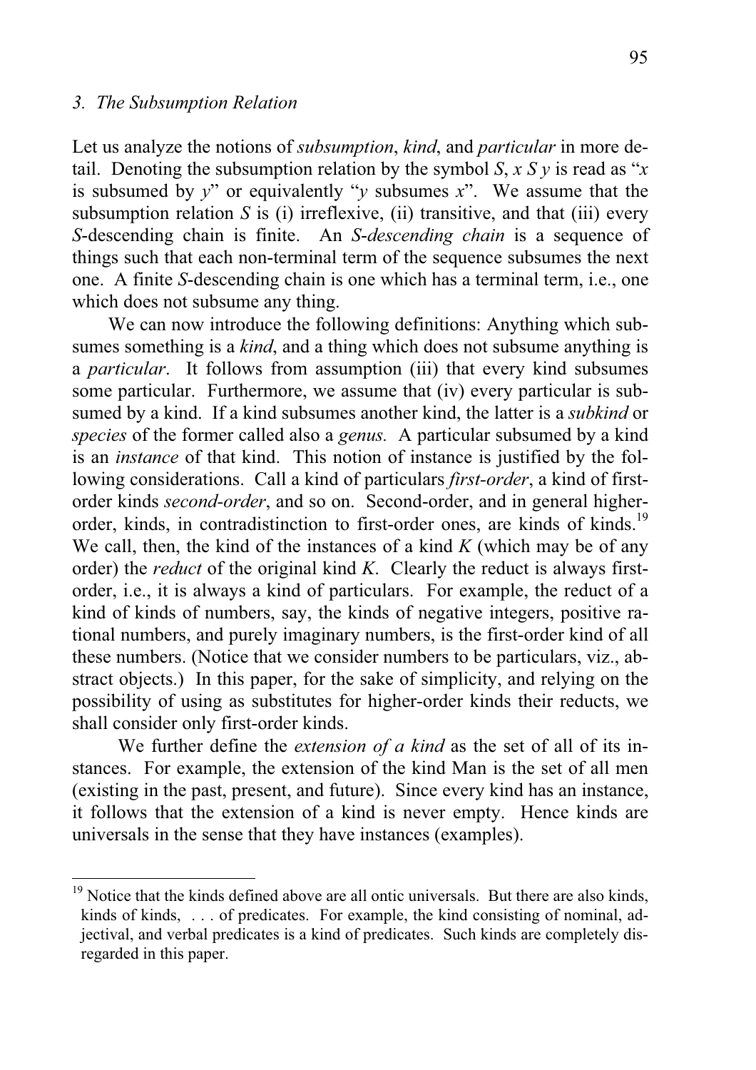### *3. The Subsumption Relation*

Let us analyze the notions of *subsumption*, *kind*, and *particular* in more detail. Denoting the subsumption relation by the symbol $S$, $x\ S\ y$ is read as "$x$ is subsumed by $y$" or equivalently "$y$ subsumes $x$". We assume that the subsumption relation $S$ is (i) irreflexive, (ii) transitive, and that (iii) every $S$-descending chain is finite. An *$S$-descending chain* is a sequence of things such that each non-terminal term of the sequence subsumes the next one. A finite $S$-descending chain is one which has a terminal term, i.e., one which does not subsume any thing.

We can now introduce the following definitions: Anything which subsumes something is a *kind*, and a thing which does not subsume anything is a *particular*. It follows from assumption (iii) that every kind subsumes some particular. Furthermore, we assume that (iv) every particular is subsumed by a kind. If a kind subsumes another kind, the latter is a *subkind* or *species* of the former called also a *genus.* A particular subsumed by a kind is an *instance* of that kind. This notion of instance is justified by the following considerations. Call a kind of particulars *first-order*, a kind of first-order kinds *second-order*, and so on. Second-order, and in general higher-order, kinds, in contradistinction to first-order ones, are kinds of kinds.[19] We call, then, the kind of the instances of a kind $K$ (which may be of any order) the *reduct* of the original kind $K$. Clearly the reduct is always first-order, i.e., it is always a kind of particulars. For example, the reduct of a kind of kinds of numbers, say, the kinds of negative integers, positive rational numbers, and purely imaginary numbers, is the first-order kind of all these numbers. (Notice that we consider numbers to be particulars, viz., abstract objects.) In this paper, for the sake of simplicity, and relying on the possibility of using as substitutes for higher-order kinds their reducts, we shall consider only first-order kinds.

We further define the *extension of a kind* as the set of all of its instances. For example, the extension of the kind Man is the set of all men (existing in the past, present, and future). Since every kind has an instance, it follows that the extension of a kind is never empty. Hence kinds are universals in the sense that they have instances (examples).

---

[19] Notice that the kinds defined above are all ontic universals. But there are also kinds, kinds of kinds, . . . of predicates. For example, the kind consisting of nominal, adjectival, and verbal predicates is a kind of predicates. Such kinds are completely disregarded in this paper.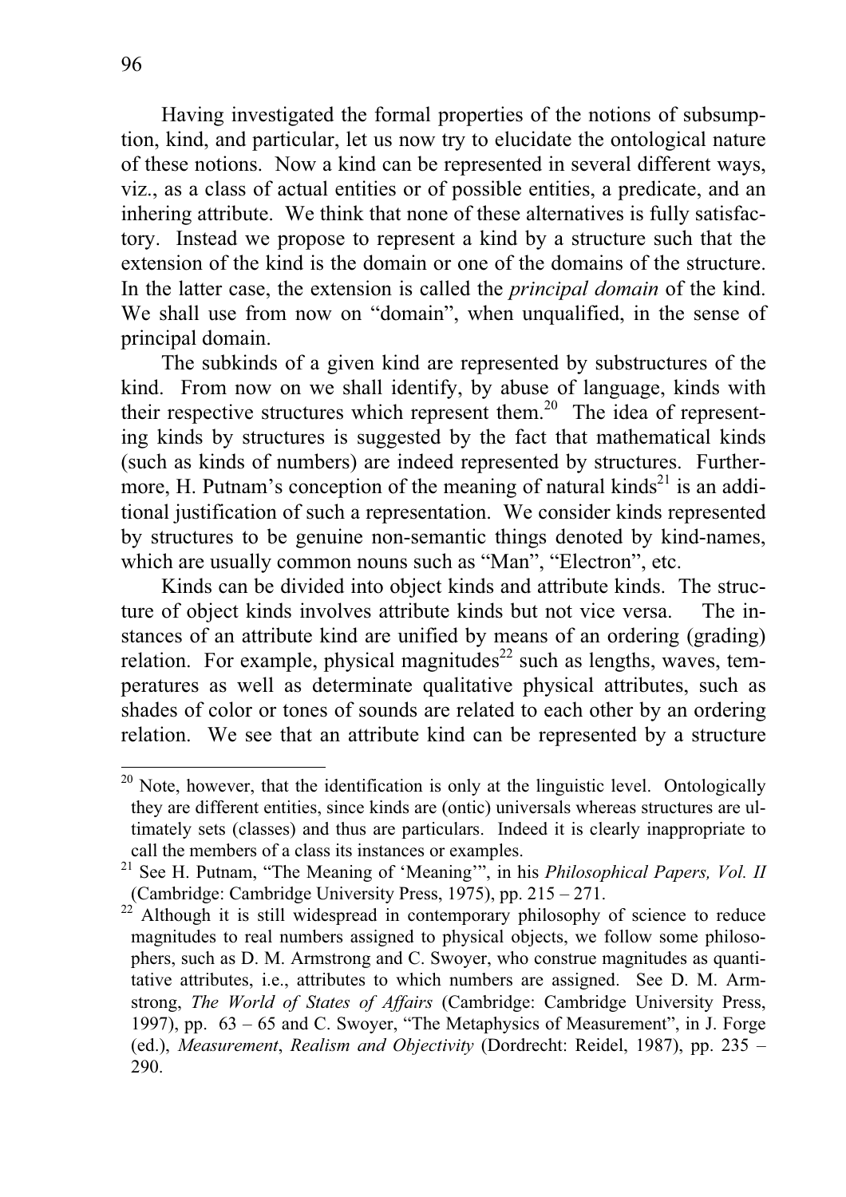Having investigated the formal properties of the notions of subsumption, kind, and particular, let us now try to elucidate the ontological nature of these notions. Now a kind can be represented in several different ways, viz., as a class of actual entities or of possible entities, a predicate, and an inhering attribute. We think that none of these alternatives is fully satisfactory. Instead we propose to represent a kind by a structure such that the extension of the kind is the domain or one of the domains of the structure. In the latter case, the extension is called the *principal domain* of the kind. We shall use from now on "domain", when unqualified, in the sense of principal domain.

The subkinds of a given kind are represented by substructures of the kind. From now on we shall identify, by abuse of language, kinds with their respective structures which represent them.[20] The idea of representing kinds by structures is suggested by the fact that mathematical kinds (such as kinds of numbers) are indeed represented by structures. Furthermore, H. Putnam's conception of the meaning of natural kinds[21] is an additional justification of such a representation. We consider kinds represented by structures to be genuine non-semantic things denoted by kind-names, which are usually common nouns such as "Man", "Electron", etc.

Kinds can be divided into object kinds and attribute kinds. The structure of object kinds involves attribute kinds but not vice versa. The instances of an attribute kind are unified by means of an ordering (grading) relation. For example, physical magnitudes[22] such as lengths, waves, temperatures as well as determinate qualitative physical attributes, such as shades of color or tones of sounds are related to each other by an ordering relation. We see that an attribute kind can be represented by a structure

---

[20] Note, however, that the identification is only at the linguistic level. Ontologically they are different entities, since kinds are (ontic) universals whereas structures are ultimately sets (classes) and thus are particulars. Indeed it is clearly inappropriate to call the members of a class its instances or examples.

[21] See H. Putnam, "The Meaning of 'Meaning'", in his *Philosophical Papers, Vol. II* (Cambridge: Cambridge University Press, 1975), pp. 215 – 271.

[22] Although it is still widespread in contemporary philosophy of science to reduce magnitudes to real numbers assigned to physical objects, we follow some philosophers, such as D. M. Armstrong and C. Swoyer, who construe magnitudes as quantitative attributes, i.e., attributes to which numbers are assigned. See D. M. Armstrong, *The World of States of Affairs* (Cambridge: Cambridge University Press, 1997), pp. 63 – 65 and C. Swoyer, "The Metaphysics of Measurement", in J. Forge (ed.), *Measurement*, *Realism and Objectivity* (Dordrecht: Reidel, 1987), pp. 235 – 290.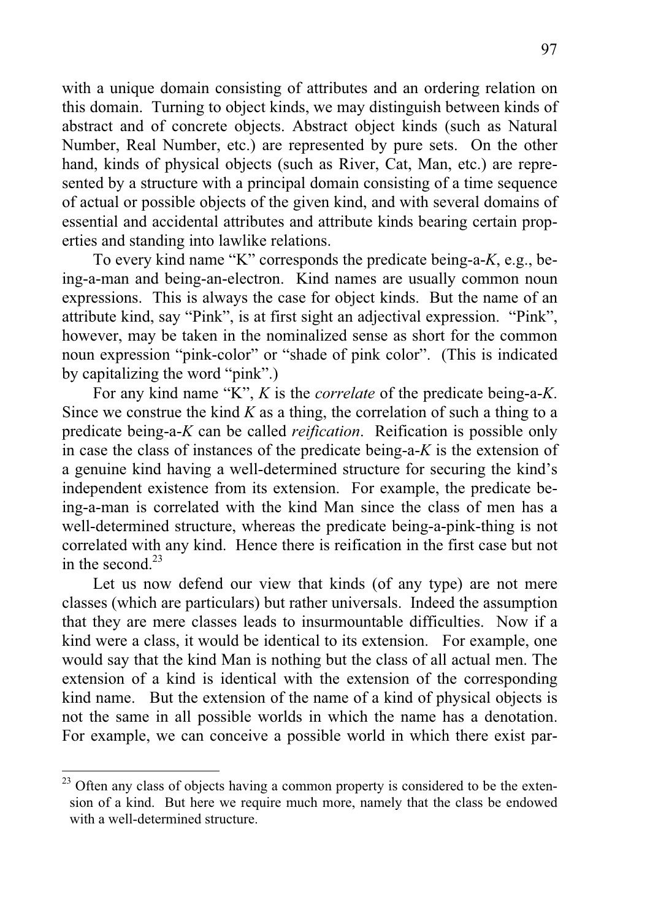with a unique domain consisting of attributes and an ordering relation on this domain. Turning to object kinds, we may distinguish between kinds of abstract and of concrete objects. Abstract object kinds (such as Natural Number, Real Number, etc.) are represented by pure sets. On the other hand, kinds of physical objects (such as River, Cat, Man, etc.) are represented by a structure with a principal domain consisting of a time sequence of actual or possible objects of the given kind, and with several domains of essential and accidental attributes and attribute kinds bearing certain properties and standing into lawlike relations.

To every kind name "K" corresponds the predicate being-a-*K*, e.g., being-a-man and being-an-electron. Kind names are usually common noun expressions. This is always the case for object kinds. But the name of an attribute kind, say "Pink", is at first sight an adjectival expression. "Pink", however, may be taken in the nominalized sense as short for the common noun expression "pink-color" or "shade of pink color". (This is indicated by capitalizing the word "pink".)

For any kind name "K", *K* is the *correlate* of the predicate being-a-*K*. Since we construe the kind *K* as a thing, the correlation of such a thing to a predicate being-a-*K* can be called *reification*. Reification is possible only in case the class of instances of the predicate being-a-*K* is the extension of a genuine kind having a well-determined structure for securing the kind's independent existence from its extension. For example, the predicate being-a-man is correlated with the kind Man since the class of men has a well-determined structure, whereas the predicate being-a-pink-thing is not correlated with any kind. Hence there is reification in the first case but not in the second.[23]

Let us now defend our view that kinds (of any type) are not mere classes (which are particulars) but rather universals. Indeed the assumption that they are mere classes leads to insurmountable difficulties. Now if a kind were a class, it would be identical to its extension. For example, one would say that the kind Man is nothing but the class of all actual men. The extension of a kind is identical with the extension of the corresponding kind name. But the extension of the name of a kind of physical objects is not the same in all possible worlds in which the name has a denotation. For example, we can conceive a possible world in which there exist par-

---

[23] Often any class of objects having a common property is considered to be the extension of a kind. But here we require much more, namely that the class be endowed with a well-determined structure.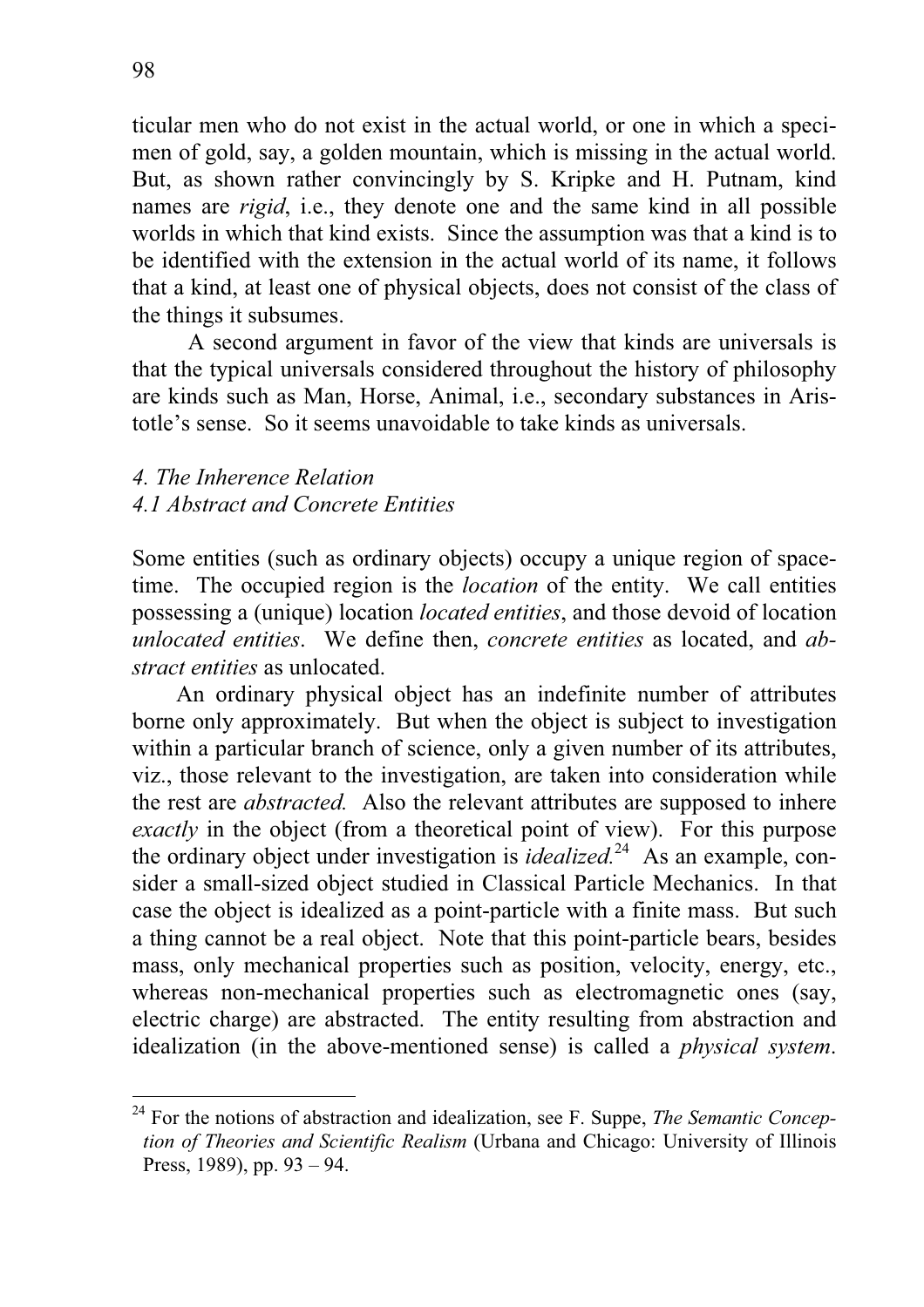ticular men who do not exist in the actual world, or one in which a specimen of gold, say, a golden mountain, which is missing in the actual world. But, as shown rather convincingly by S. Kripke and H. Putnam, kind names are *rigid*, i.e., they denote one and the same kind in all possible worlds in which that kind exists. Since the assumption was that a kind is to be identified with the extension in the actual world of its name, it follows that a kind, at least one of physical objects, does not consist of the class of the things it subsumes.

A second argument in favor of the view that kinds are universals is that the typical universals considered throughout the history of philosophy are kinds such as Man, Horse, Animal, i.e., secondary substances in Aristotle's sense. So it seems unavoidable to take kinds as universals.

### *4. The Inherence Relation*

#### *4.1 Abstract and Concrete Entities*

Some entities (such as ordinary objects) occupy a unique region of spacetime. The occupied region is the *location* of the entity. We call entities possessing a (unique) location *located entities*, and those devoid of location *unlocated entities*. We define then, *concrete entities* as located, and *abstract entities* as unlocated.

An ordinary physical object has an indefinite number of attributes borne only approximately. But when the object is subject to investigation within a particular branch of science, only a given number of its attributes, viz., those relevant to the investigation, are taken into consideration while the rest are *abstracted.* Also the relevant attributes are supposed to inhere *exactly* in the object (from a theoretical point of view). For this purpose the ordinary object under investigation is *idealized.*[24] As an example, consider a small-sized object studied in Classical Particle Mechanics. In that case the object is idealized as a point-particle with a finite mass. But such a thing cannot be a real object. Note that this point-particle bears, besides mass, only mechanical properties such as position, velocity, energy, etc., whereas non-mechanical properties such as electromagnetic ones (say, electric charge) are abstracted. The entity resulting from abstraction and idealization (in the above-mentioned sense) is called a *physical system*.

---

[24] For the notions of abstraction and idealization, see F. Suppe, *The Semantic Conception of Theories and Scientific Realism* (Urbana and Chicago: University of Illinois Press, 1989), pp. 93 – 94.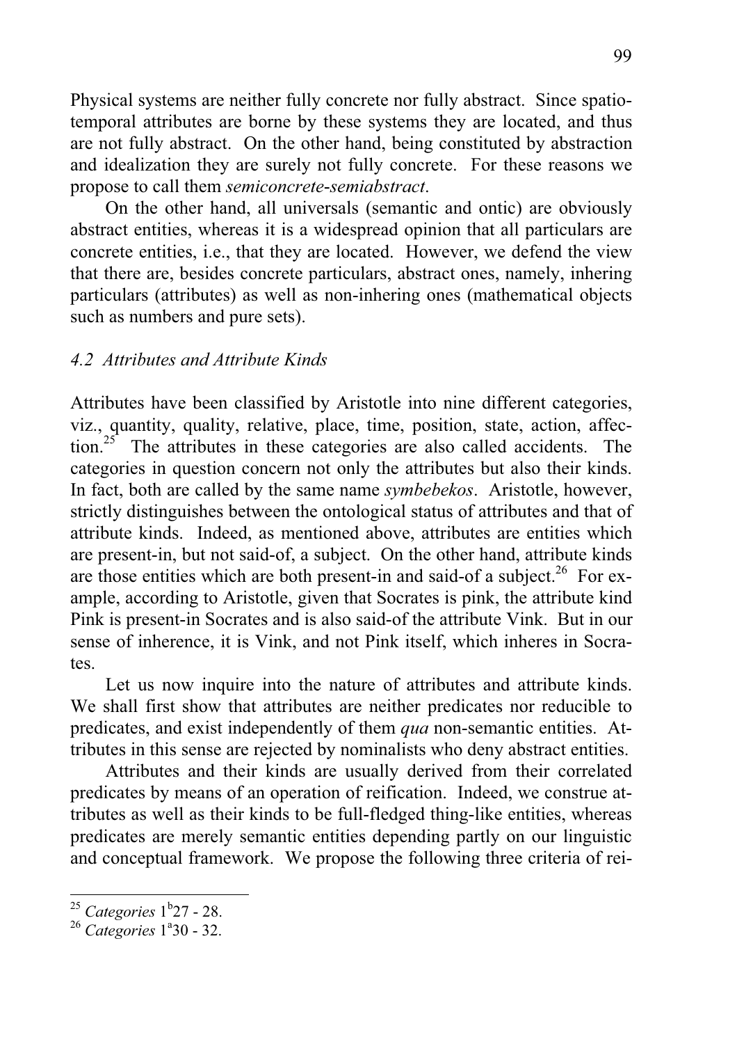Physical systems are neither fully concrete nor fully abstract. Since spatio-temporal attributes are borne by these systems they are located, and thus are not fully abstract. On the other hand, being constituted by abstraction and idealization they are surely not fully concrete. For these reasons we propose to call them *semiconcrete-semiabstract*.

On the other hand, all universals (semantic and ontic) are obviously abstract entities, whereas it is a widespread opinion that all particulars are concrete entities, i.e., that they are located. However, we defend the view that there are, besides concrete particulars, abstract ones, namely, inhering particulars (attributes) as well as non-inhering ones (mathematical objects such as numbers and pure sets).

### *4.2 Attributes and Attribute Kinds*

Attributes have been classified by Aristotle into nine different categories, viz., quantity, quality, relative, place, time, position, state, action, affection.[25] The attributes in these categories are also called accidents. The categories in question concern not only the attributes but also their kinds. In fact, both are called by the same name *symbebekos*. Aristotle, however, strictly distinguishes between the ontological status of attributes and that of attribute kinds. Indeed, as mentioned above, attributes are entities which are present-in, but not said-of, a subject. On the other hand, attribute kinds are those entities which are both present-in and said-of a subject.[26] For example, according to Aristotle, given that Socrates is pink, the attribute kind Pink is present-in Socrates and is also said-of the attribute Vink. But in our sense of inherence, it is Vink, and not Pink itself, which inheres in Socrates.

Let us now inquire into the nature of attributes and attribute kinds. We shall first show that attributes are neither predicates nor reducible to predicates, and exist independently of them *qua* non-semantic entities. Attributes in this sense are rejected by nominalists who deny abstract entities.

Attributes and their kinds are usually derived from their correlated predicates by means of an operation of reification. Indeed, we construe attributes as well as their kinds to be full-fledged thing-like entities, whereas predicates are merely semantic entities depending partly on our linguistic and conceptual framework. We propose the following three criteria of rei-

---

[25] *Categories* $1^b27$ - 28.

[26] *Categories* $1^a30$ - 32.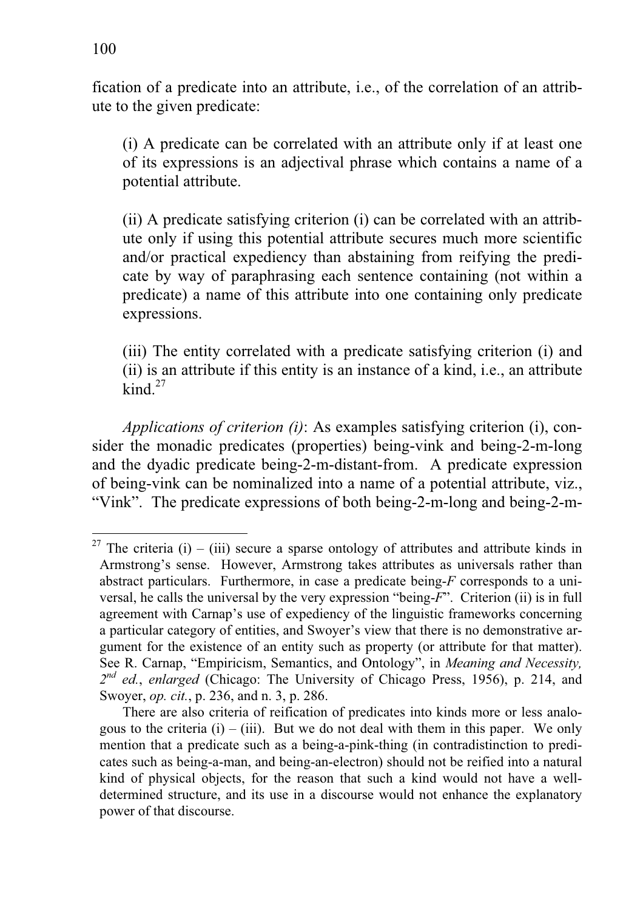fication of a predicate into an attribute, i.e., of the correlation of an attribute to the given predicate:

> (i) A predicate can be correlated with an attribute only if at least one of its expressions is an adjectival phrase which contains a name of a potential attribute.
>
> (ii) A predicate satisfying criterion (i) can be correlated with an attribute only if using this potential attribute secures much more scientific and/or practical expediency than abstaining from reifying the predicate by way of paraphrasing each sentence containing (not within a predicate) a name of this attribute into one containing only predicate expressions.
>
> (iii) The entity correlated with a predicate satisfying criterion (i) and (ii) is an attribute if this entity is an instance of a kind, i.e., an attribute kind.[27]

*Applications of criterion (i)*: As examples satisfying criterion (i), consider the monadic predicates (properties) being-vink and being-2-m-long and the dyadic predicate being-2-m-distant-from. A predicate expression of being-vink can be nominalized into a name of a potential attribute, viz., "Vink". The predicate expressions of both being-2-m-long and being-2-m-

---

[27] The criteria (i) – (iii) secure a sparse ontology of attributes and attribute kinds in Armstrong's sense. However, Armstrong takes attributes as universals rather than abstract particulars. Furthermore, in case a predicate being-*F* corresponds to a universal, he calls the universal by the very expression "being-*F*". Criterion (ii) is in full agreement with Carnap's use of expediency of the linguistic frameworks concerning a particular category of entities, and Swoyer's view that there is no demonstrative argument for the existence of an entity such as property (or attribute for that matter). See R. Carnap, "Empiricism, Semantics, and Ontology", in *Meaning and Necessity, 2nd ed., enlarged* (Chicago: The University of Chicago Press, 1956), p. 214, and Swoyer, *op. cit.*, p. 236, and n. 3, p. 286.

There are also criteria of reification of predicates into kinds more or less analogous to the criteria (i) – (iii). But we do not deal with them in this paper. We only mention that a predicate such as a being-a-pink-thing (in contradistinction to predicates such as being-a-man, and being-an-electron) should not be reified into a natural kind of physical objects, for the reason that such a kind would not have a well-determined structure, and its use in a discourse would not enhance the explanatory power of that discourse.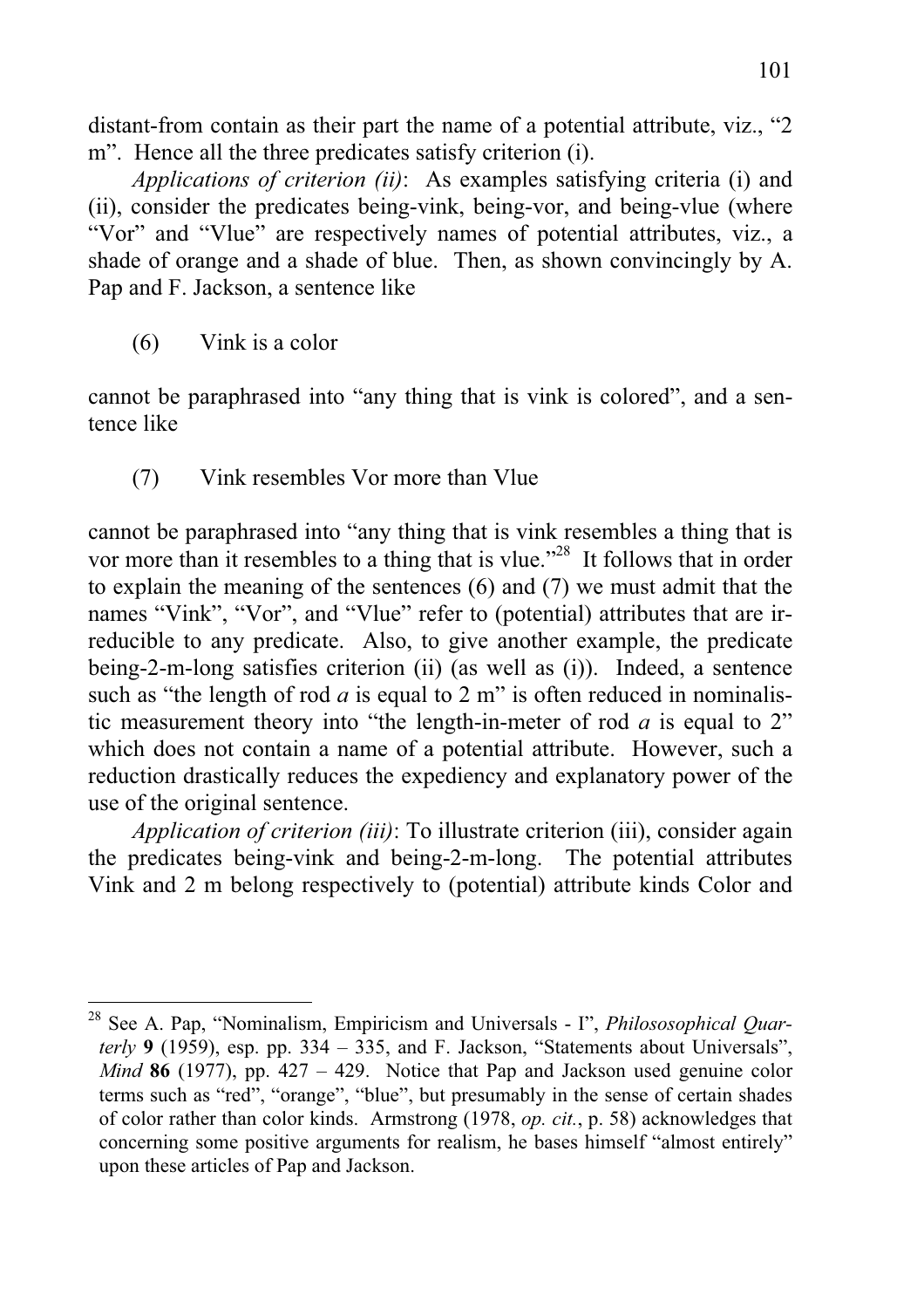distant-from contain as their part the name of a potential attribute, viz., "2 m". Hence all the three predicates satisfy criterion (i).

*Applications of criterion (ii)*: As examples satisfying criteria (i) and (ii), consider the predicates being-vink, being-vor, and being-vlue (where "Vor" and "Vlue" are respectively names of potential attributes, viz., a shade of orange and a shade of blue. Then, as shown convincingly by A. Pap and F. Jackson, a sentence like

(6) Vink is a color

cannot be paraphrased into "any thing that is vink is colored", and a sentence like

(7) Vink resembles Vor more than Vlue

cannot be paraphrased into "any thing that is vink resembles a thing that is vor more than it resembles to a thing that is vlue."[28] It follows that in order to explain the meaning of the sentences (6) and (7) we must admit that the names "Vink", "Vor", and "Vlue" refer to (potential) attributes that are irreducible to any predicate. Also, to give another example, the predicate being-2-m-long satisfies criterion (ii) (as well as (i)). Indeed, a sentence such as "the length of rod *a* is equal to 2 m" is often reduced in nominalistic measurement theory into "the length-in-meter of rod *a* is equal to 2" which does not contain a name of a potential attribute. However, such a reduction drastically reduces the expediency and explanatory power of the use of the original sentence.

*Application of criterion (iii)*: To illustrate criterion (iii), consider again the predicates being-vink and being-2-m-long. The potential attributes Vink and 2 m belong respectively to (potential) attribute kinds Color and

---

[28] See A. Pap, "Nominalism, Empiricism and Universals - I", *Philososophical Quarterly* **9** (1959), esp. pp. 334 – 335, and F. Jackson, "Statements about Universals", *Mind* **86** (1977), pp. 427 – 429. Notice that Pap and Jackson used genuine color terms such as "red", "orange", "blue", but presumably in the sense of certain shades of color rather than color kinds. Armstrong (1978, *op. cit.*, p. 58) acknowledges that concerning some positive arguments for realism, he bases himself "almost entirely" upon these articles of Pap and Jackson.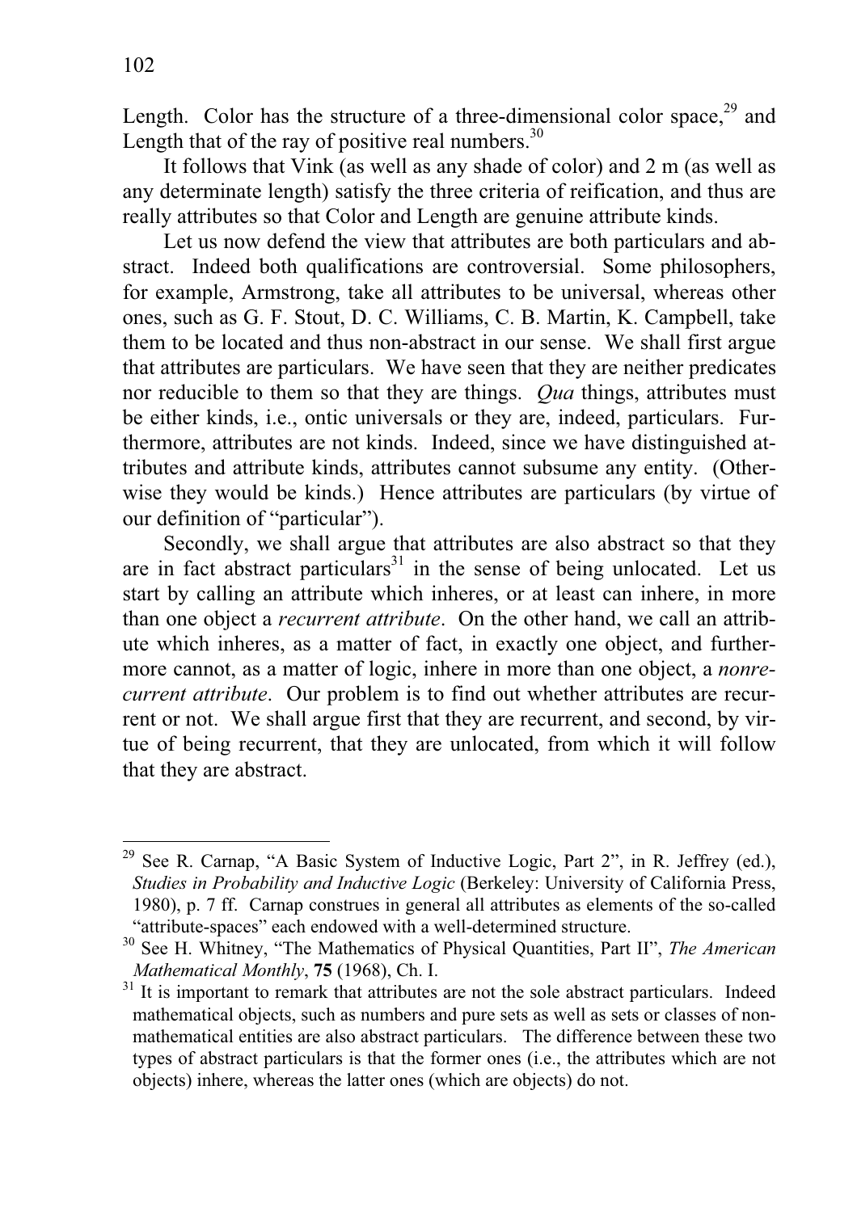Length. Color has the structure of a three-dimensional color space,[29] and Length that of the ray of positive real numbers.[30]

It follows that Vink (as well as any shade of color) and 2 m (as well as any determinate length) satisfy the three criteria of reification, and thus are really attributes so that Color and Length are genuine attribute kinds.

Let us now defend the view that attributes are both particulars and abstract. Indeed both qualifications are controversial. Some philosophers, for example, Armstrong, take all attributes to be universal, whereas other ones, such as G. F. Stout, D. C. Williams, C. B. Martin, K. Campbell, take them to be located and thus non-abstract in our sense. We shall first argue that attributes are particulars. We have seen that they are neither predicates nor reducible to them so that they are things. *Qua* things, attributes must be either kinds, i.e., ontic universals or they are, indeed, particulars. Furthermore, attributes are not kinds. Indeed, since we have distinguished attributes and attribute kinds, attributes cannot subsume any entity. (Otherwise they would be kinds.) Hence attributes are particulars (by virtue of our definition of "particular").

Secondly, we shall argue that attributes are also abstract so that they are in fact abstract particulars[31] in the sense of being unlocated. Let us start by calling an attribute which inheres, or at least can inhere, in more than one object a *recurrent attribute*. On the other hand, we call an attribute which inheres, as a matter of fact, in exactly one object, and furthermore cannot, as a matter of logic, inhere in more than one object, a *nonrecurrent attribute*. Our problem is to find out whether attributes are recurrent or not. We shall argue first that they are recurrent, and second, by virtue of being recurrent, that they are unlocated, from which it will follow that they are abstract.

---

[29] See R. Carnap, "A Basic System of Inductive Logic, Part 2", in R. Jeffrey (ed.), *Studies in Probability and Inductive Logic* (Berkeley: University of California Press, 1980), p. 7 ff. Carnap construes in general all attributes as elements of the so-called "attribute-spaces" each endowed with a well-determined structure.

[30] See H. Whitney, "The Mathematics of Physical Quantities, Part II", *The American Mathematical Monthly*, **75** (1968), Ch. I.

[31] It is important to remark that attributes are not the sole abstract particulars. Indeed mathematical objects, such as numbers and pure sets as well as sets or classes of non-mathematical entities are also abstract particulars. The difference between these two types of abstract particulars is that the former ones (i.e., the attributes which are not objects) inhere, whereas the latter ones (which are objects) do not.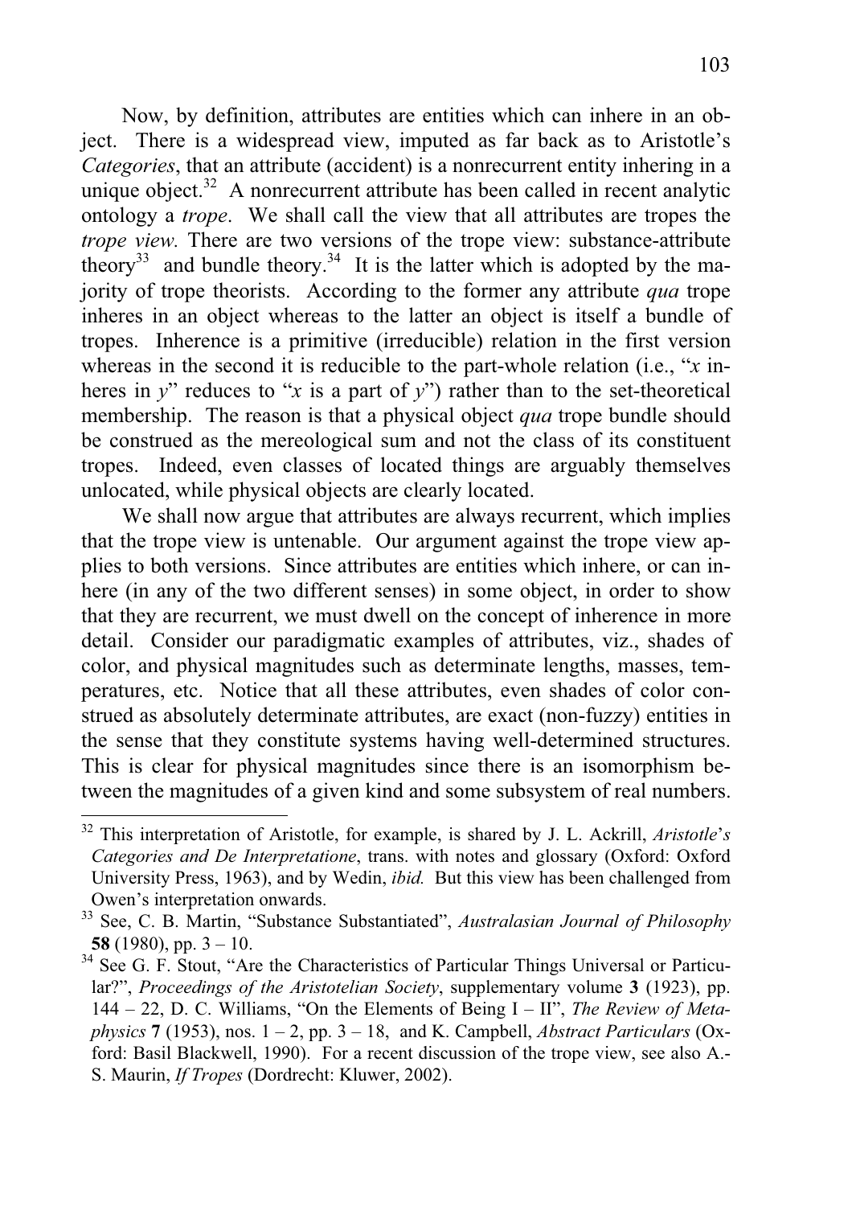Now, by definition, attributes are entities which can inhere in an object. There is a widespread view, imputed as far back as to Aristotle's *Categories*, that an attribute (accident) is a nonrecurrent entity inhering in a unique object.[32] A nonrecurrent attribute has been called in recent analytic ontology a *trope*. We shall call the view that all attributes are tropes the *trope view.* There are two versions of the trope view: substance-attribute theory[33] and bundle theory.[34] It is the latter which is adopted by the majority of trope theorists. According to the former any attribute *qua* trope inheres in an object whereas to the latter an object is itself a bundle of tropes. Inherence is a primitive (irreducible) relation in the first version whereas in the second it is reducible to the part-whole relation (i.e., "*x* inheres in *y*" reduces to "*x* is a part of *y*") rather than to the set-theoretical membership. The reason is that a physical object *qua* trope bundle should be construed as the mereological sum and not the class of its constituent tropes. Indeed, even classes of located things are arguably themselves unlocated, while physical objects are clearly located.

We shall now argue that attributes are always recurrent, which implies that the trope view is untenable. Our argument against the trope view applies to both versions. Since attributes are entities which inhere, or can inhere (in any of the two different senses) in some object, in order to show that they are recurrent, we must dwell on the concept of inherence in more detail. Consider our paradigmatic examples of attributes, viz., shades of color, and physical magnitudes such as determinate lengths, masses, temperatures, etc. Notice that all these attributes, even shades of color construed as absolutely determinate attributes, are exact (non-fuzzy) entities in the sense that they constitute systems having well-determined structures. This is clear for physical magnitudes since there is an isomorphism between the magnitudes of a given kind and some subsystem of real numbers.

---

[32] This interpretation of Aristotle, for example, is shared by J. L. Ackrill, *Aristotle's Categories and De Interpretatione*, trans. with notes and glossary (Oxford: Oxford University Press, 1963), and by Wedin, *ibid.* But this view has been challenged from Owen's interpretation onwards.

[33] See, C. B. Martin, "Substance Substantiated", *Australasian Journal of Philosophy* **58** (1980), pp. 3 – 10.

[34] See G. F. Stout, "Are the Characteristics of Particular Things Universal or Particular?", *Proceedings of the Aristotelian Society*, supplementary volume **3** (1923), pp. 144 – 22, D. C. Williams, "On the Elements of Being I – II", *The Review of Metaphysics* **7** (1953), nos. 1 – 2, pp. 3 – 18, and K. Campbell, *Abstract Particulars* (Oxford: Basil Blackwell, 1990). For a recent discussion of the trope view, see also A.-S. Maurin, *If Tropes* (Dordrecht: Kluwer, 2002).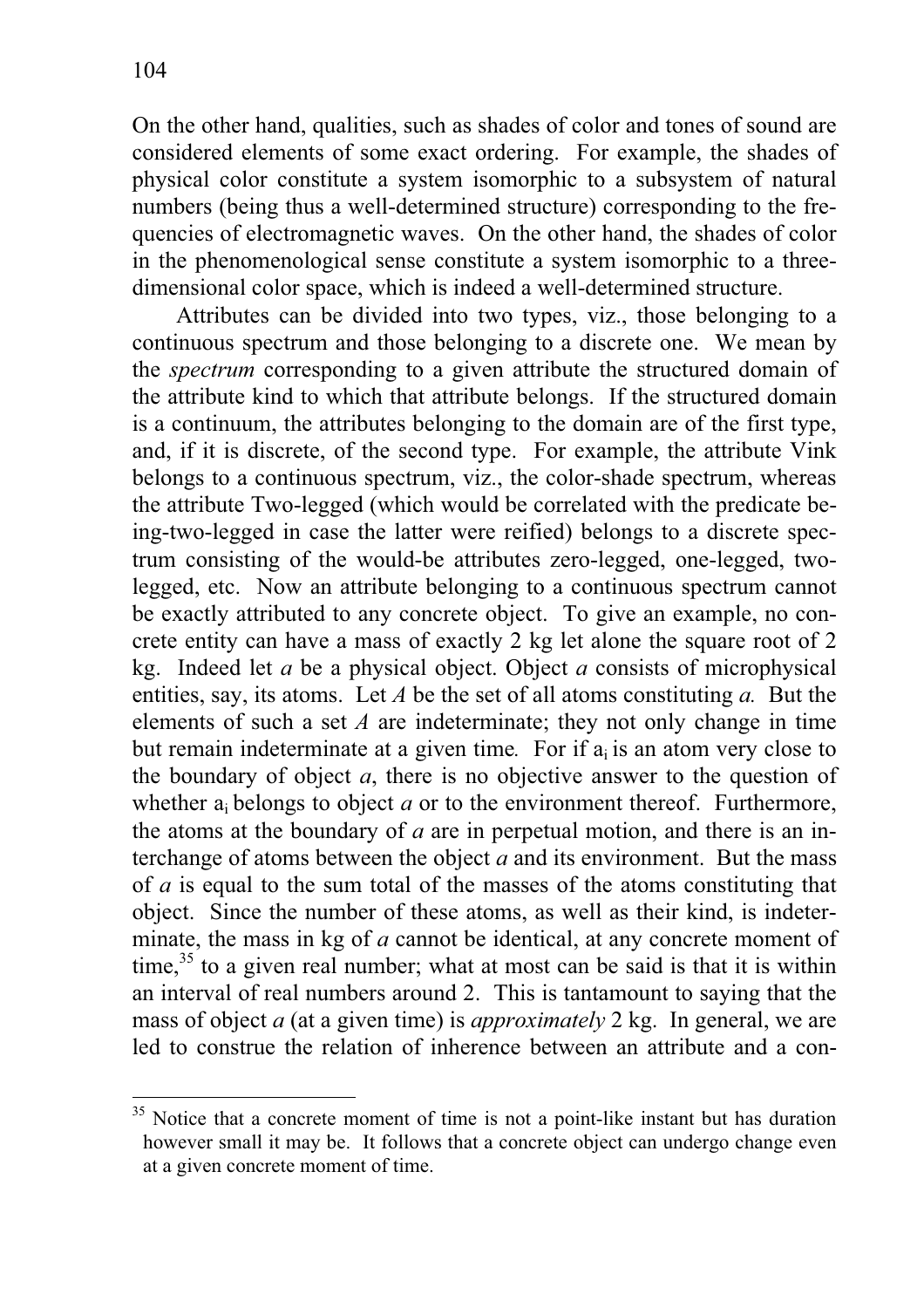On the other hand, qualities, such as shades of color and tones of sound are considered elements of some exact ordering. For example, the shades of physical color constitute a system isomorphic to a subsystem of natural numbers (being thus a well-determined structure) corresponding to the frequencies of electromagnetic waves. On the other hand, the shades of color in the phenomenological sense constitute a system isomorphic to a three-dimensional color space, which is indeed a well-determined structure.

Attributes can be divided into two types, viz., those belonging to a continuous spectrum and those belonging to a discrete one. We mean by the *spectrum* corresponding to a given attribute the structured domain of the attribute kind to which that attribute belongs. If the structured domain is a continuum, the attributes belonging to the domain are of the first type, and, if it is discrete, of the second type. For example, the attribute Vink belongs to a continuous spectrum, viz., the color-shade spectrum, whereas the attribute Two-legged (which would be correlated with the predicate being-two-legged in case the latter were reified) belongs to a discrete spectrum consisting of the would-be attributes zero-legged, one-legged, two-legged, etc. Now an attribute belonging to a continuous spectrum cannot be exactly attributed to any concrete object. To give an example, no concrete entity can have a mass of exactly 2 kg let alone the square root of 2 kg. Indeed let *a* be a physical object. Object *a* consists of microphysical entities, say, its atoms. Let *A* be the set of all atoms constituting *a.* But the elements of such a set *A* are indeterminate; they not only change in time but remain indeterminate at a given time*.* For if $a_i$ is an atom very close to the boundary of object *a*, there is no objective answer to the question of whether $a_i$ belongs to object *a* or to the environment thereof. Furthermore, the atoms at the boundary of *a* are in perpetual motion, and there is an interchange of atoms between the object *a* and its environment. But the mass of *a* is equal to the sum total of the masses of the atoms constituting that object. Since the number of these atoms, as well as their kind, is indeterminate, the mass in kg of *a* cannot be identical, at any concrete moment of time,[35] to a given real number; what at most can be said is that it is within an interval of real numbers around 2. This is tantamount to saying that the mass of object *a* (at a given time) is *approximately* 2 kg. In general, we are led to construe the relation of inherence between an attribute and a con-

---

[35] Notice that a concrete moment of time is not a point-like instant but has duration however small it may be. It follows that a concrete object can undergo change even at a given concrete moment of time.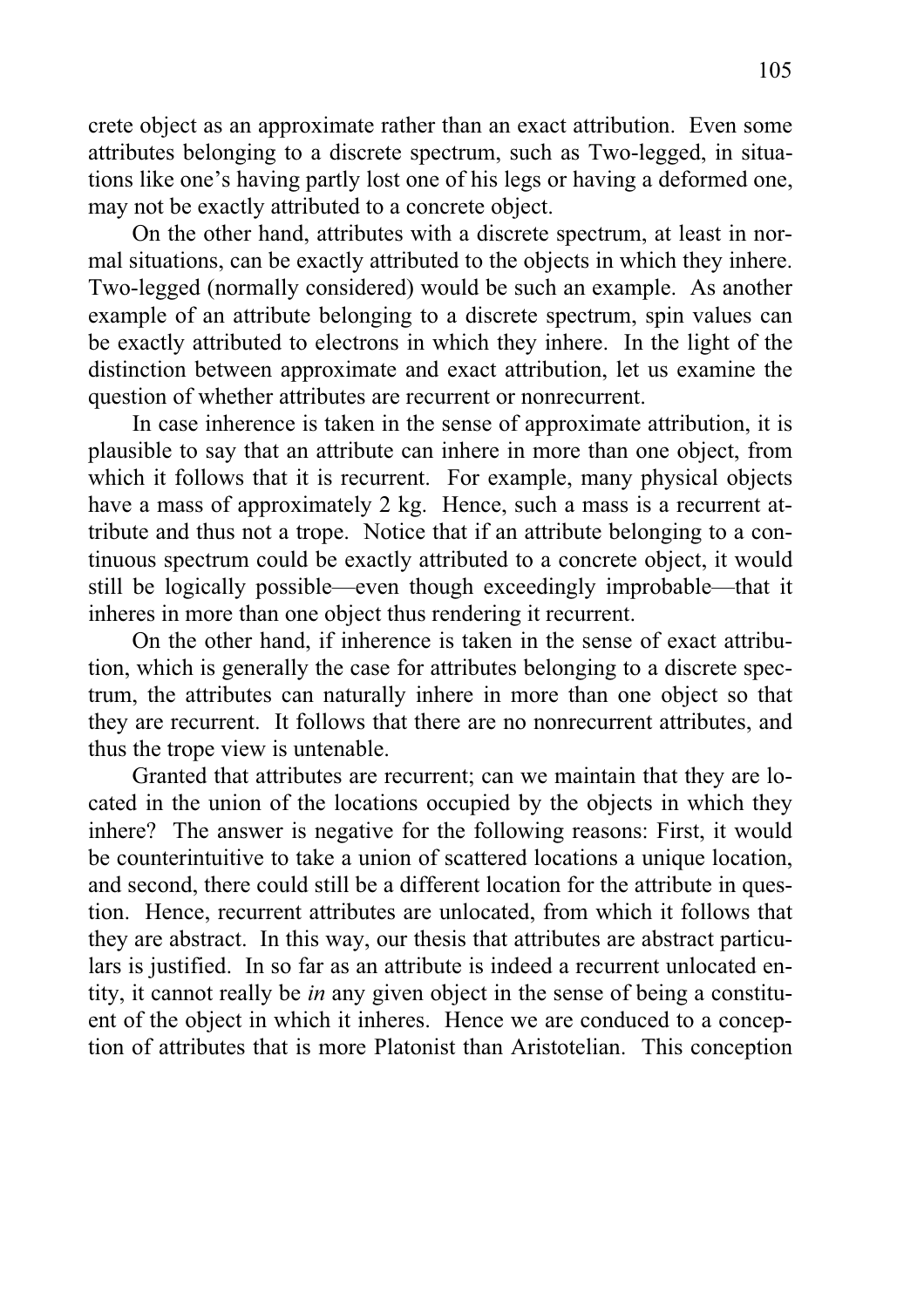crete object as an approximate rather than an exact attribution. Even some attributes belonging to a discrete spectrum, such as Two-legged, in situations like one's having partly lost one of his legs or having a deformed one, may not be exactly attributed to a concrete object.

On the other hand, attributes with a discrete spectrum, at least in normal situations, can be exactly attributed to the objects in which they inhere. Two-legged (normally considered) would be such an example. As another example of an attribute belonging to a discrete spectrum, spin values can be exactly attributed to electrons in which they inhere. In the light of the distinction between approximate and exact attribution, let us examine the question of whether attributes are recurrent or nonrecurrent.

In case inherence is taken in the sense of approximate attribution, it is plausible to say that an attribute can inhere in more than one object, from which it follows that it is recurrent. For example, many physical objects have a mass of approximately 2 kg. Hence, such a mass is a recurrent attribute and thus not a trope. Notice that if an attribute belonging to a continuous spectrum could be exactly attributed to a concrete object, it would still be logically possible—even though exceedingly improbable—that it inheres in more than one object thus rendering it recurrent.

On the other hand, if inherence is taken in the sense of exact attribution, which is generally the case for attributes belonging to a discrete spectrum, the attributes can naturally inhere in more than one object so that they are recurrent. It follows that there are no nonrecurrent attributes, and thus the trope view is untenable.

Granted that attributes are recurrent; can we maintain that they are located in the union of the locations occupied by the objects in which they inhere? The answer is negative for the following reasons: First, it would be counterintuitive to take a union of scattered locations a unique location, and second, there could still be a different location for the attribute in question. Hence, recurrent attributes are unlocated, from which it follows that they are abstract. In this way, our thesis that attributes are abstract particulars is justified. In so far as an attribute is indeed a recurrent unlocated entity, it cannot really be *in* any given object in the sense of being a constituent of the object in which it inheres. Hence we are conduced to a conception of attributes that is more Platonist than Aristotelian. This conception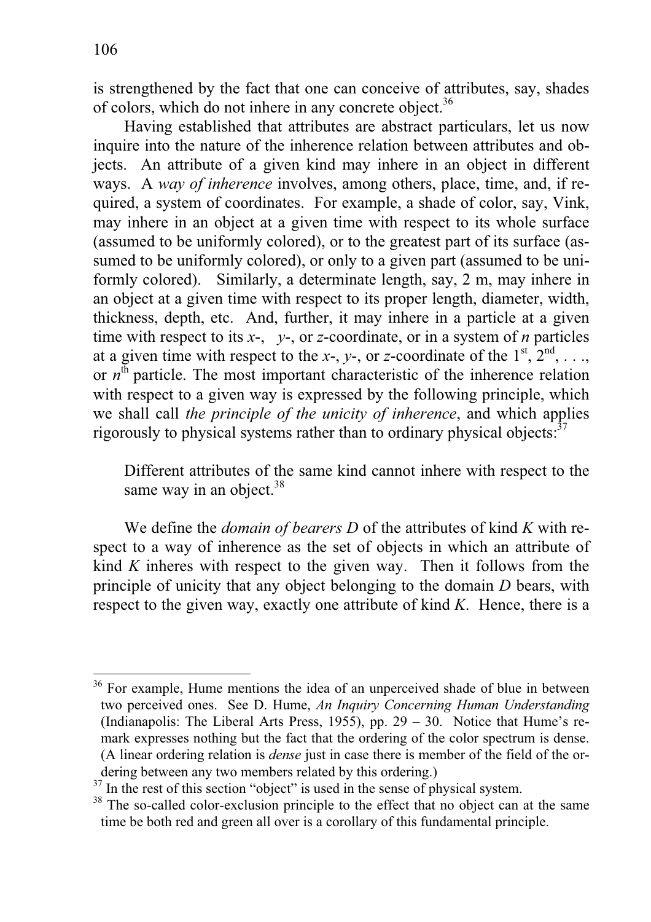is strengthened by the fact that one can conceive of attributes, say, shades of colors, which do not inhere in any concrete object.[36]

Having established that attributes are abstract particulars, let us now inquire into the nature of the inherence relation between attributes and objects. An attribute of a given kind may inhere in an object in different ways. A *way of inherence* involves, among others, place, time, and, if required, a system of coordinates. For example, a shade of color, say, Vink, may inhere in an object at a given time with respect to its whole surface (assumed to be uniformly colored), or to the greatest part of its surface (assumed to be uniformly colored), or only to a given part (assumed to be uniformly colored). Similarly, a determinate length, say, 2 m, may inhere in an object at a given time with respect to its proper length, diameter, width, thickness, depth, etc. And, further, it may inhere in a particle at a given time with respect to its $x$-, $y$-, or $z$-coordinate, or in a system of $n$ particles at a given time with respect to the $x$-, $y$-, or $z$-coordinate of the $1^{st}$, $2^{nd}$, . . ., or $n^{th}$ particle. The most important characteristic of the inherence relation with respect to a given way is expressed by the following principle, which we shall call *the principle of the unicity of inherence*, and which applies rigorously to physical systems rather than to ordinary physical objects:[37]

> Different attributes of the same kind cannot inhere with respect to the same way in an object.[38]

We define the *domain of bearers D* of the attributes of kind $K$ with respect to a way of inherence as the set of objects in which an attribute of kind $K$ inheres with respect to the given way. Then it follows from the principle of unicity that any object belonging to the domain $D$ bears, with respect to the given way, exactly one attribute of kind $K$. Hence, there is a

---

[36] For example, Hume mentions the idea of an unperceived shade of blue in between two perceived ones. See D. Hume, *An Inquiry Concerning Human Understanding* (Indianapolis: The Liberal Arts Press, 1955), pp. 29 – 30. Notice that Hume's remark expresses nothing but the fact that the ordering of the color spectrum is dense. (A linear ordering relation is *dense* just in case there is member of the field of the ordering between any two members related by this ordering.)

[37] In the rest of this section "object" is used in the sense of physical system.

[38] The so-called color-exclusion principle to the effect that no object can at the same time be both red and green all over is a corollary of this fundamental principle.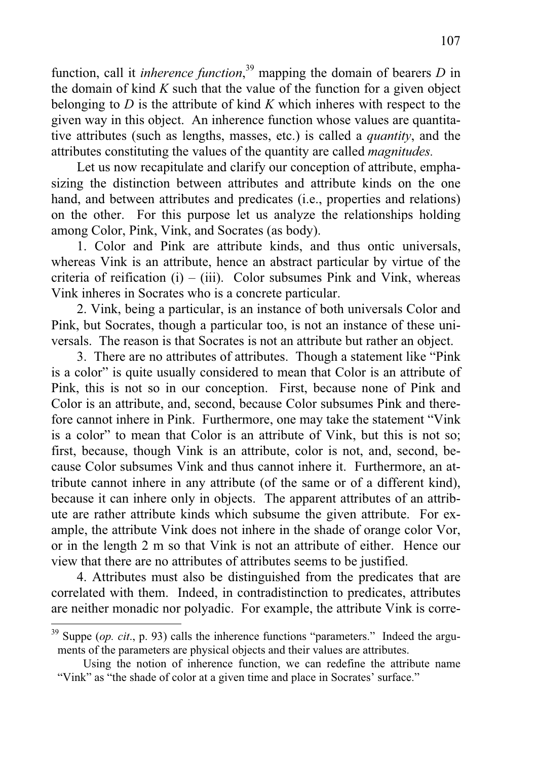function, call it *inherence function*,[39] mapping the domain of bearers *D* in the domain of kind *K* such that the value of the function for a given object belonging to *D* is the attribute of kind *K* which inheres with respect to the given way in this object. An inherence function whose values are quantitative attributes (such as lengths, masses, etc.) is called a *quantity*, and the attributes constituting the values of the quantity are called *magnitudes.*

Let us now recapitulate and clarify our conception of attribute, emphasizing the distinction between attributes and attribute kinds on the one hand, and between attributes and predicates (i.e., properties and relations) on the other. For this purpose let us analyze the relationships holding among Color, Pink, Vink, and Socrates (as body).

1. Color and Pink are attribute kinds, and thus ontic universals, whereas Vink is an attribute, hence an abstract particular by virtue of the criteria of reification (i) – (iii). Color subsumes Pink and Vink, whereas Vink inheres in Socrates who is a concrete particular.

2. Vink, being a particular, is an instance of both universals Color and Pink, but Socrates, though a particular too, is not an instance of these universals. The reason is that Socrates is not an attribute but rather an object.

3. There are no attributes of attributes. Though a statement like "Pink is a color" is quite usually considered to mean that Color is an attribute of Pink, this is not so in our conception. First, because none of Pink and Color is an attribute, and, second, because Color subsumes Pink and therefore cannot inhere in Pink. Furthermore, one may take the statement "Vink is a color" to mean that Color is an attribute of Vink, but this is not so; first, because, though Vink is an attribute, color is not, and, second, because Color subsumes Vink and thus cannot inhere it. Furthermore, an attribute cannot inhere in any attribute (of the same or of a different kind), because it can inhere only in objects. The apparent attributes of an attribute are rather attribute kinds which subsume the given attribute. For example, the attribute Vink does not inhere in the shade of orange color Vor, or in the length 2 m so that Vink is not an attribute of either. Hence our view that there are no attributes of attributes seems to be justified.

4. Attributes must also be distinguished from the predicates that are correlated with them. Indeed, in contradistinction to predicates, attributes are neither monadic nor polyadic. For example, the attribute Vink is corre-

---

[39] Suppe (*op. cit*., p. 93) calls the inherence functions "parameters." Indeed the arguments of the parameters are physical objects and their values are attributes.

Using the notion of inherence function, we can redefine the attribute name "Vink" as "the shade of color at a given time and place in Socrates' surface."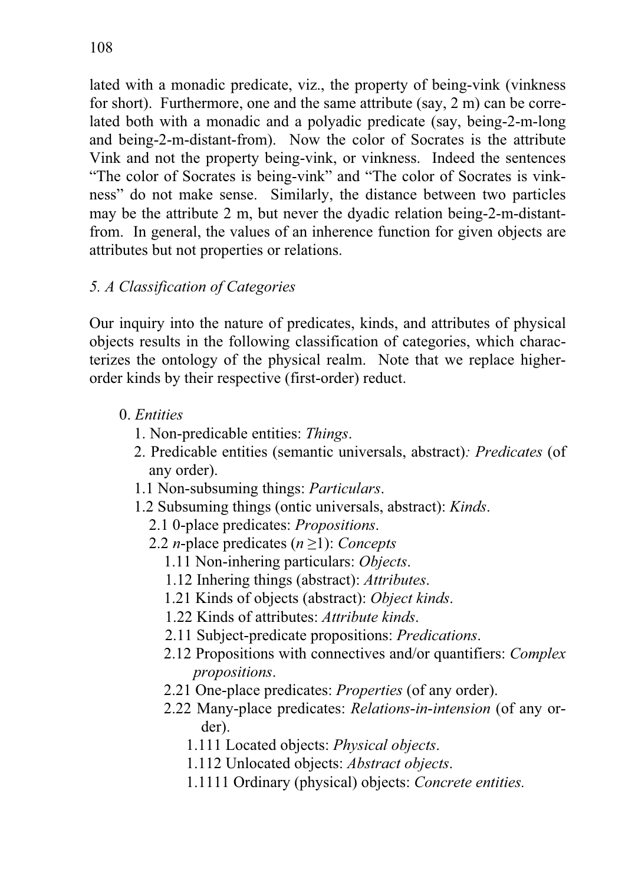lated with a monadic predicate, viz., the property of being-vink (vinkness for short). Furthermore, one and the same attribute (say, 2 m) can be correlated both with a monadic and a polyadic predicate (say, being-2-m-long and being-2-m-distant-from). Now the color of Socrates is the attribute Vink and not the property being-vink, or vinkness. Indeed the sentences "The color of Socrates is being-vink" and "The color of Socrates is vinkness" do not make sense. Similarly, the distance between two particles may be the attribute 2 m, but never the dyadic relation being-2-m-distant-from. In general, the values of an inherence function for given objects are attributes but not properties or relations.

### *5. A Classification of Categories*

Our inquiry into the nature of predicates, kinds, and attributes of physical objects results in the following classification of categories, which characterizes the ontology of the physical realm. Note that we replace higher-order kinds by their respective (first-order) reduct.

0. *Entities*
   1. Non-predicable entities: *Things*.
   2. Predicable entities (semantic universals, abstract): *Predicates* (of any order).
   
   1.1 Non-subsuming things: *Particulars*.
   
   1.2 Subsuming things (ontic universals, abstract): *Kinds*.
   
      2.1 0-place predicates: *Propositions*.
      
      2.2 *n*-place predicates ($n \geq 1$): *Concepts*
      
         1.11 Non-inhering particulars: *Objects*.
         
         1.12 Inhering things (abstract): *Attributes*.
         
         1.21 Kinds of objects (abstract): *Object kinds*.
         
         1.22 Kinds of attributes: *Attribute kinds*.
         
         2.11 Subject-predicate propositions: *Predications*.
         
         2.12 Propositions with connectives and/or quantifiers: *Complex propositions*.
         
         2.21 One-place predicates: *Properties* (of any order).
         
         2.22 Many-place predicates: *Relations-in-intension* (of any order).
         
            1.111 Located objects: *Physical objects*.
            
            1.112 Unlocated objects: *Abstract objects*.
            
            1.1111 Ordinary (physical) objects: *Concrete entities.*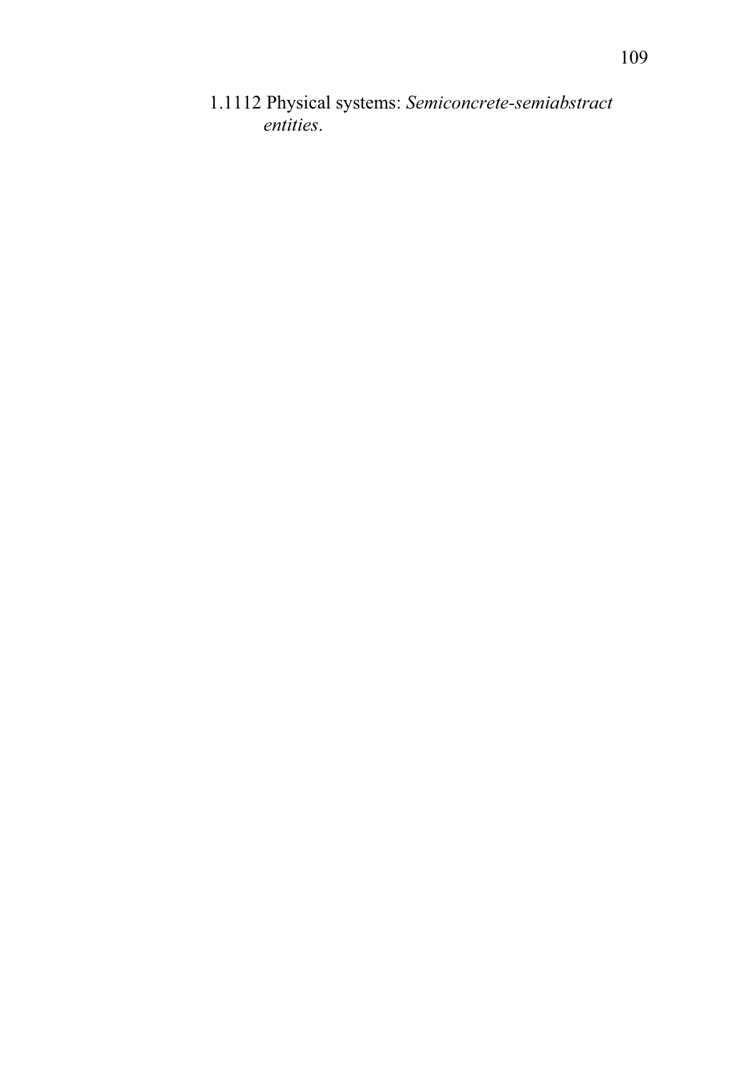1.1112 Physical systems: *Semiconcrete-semiabstract entities*.